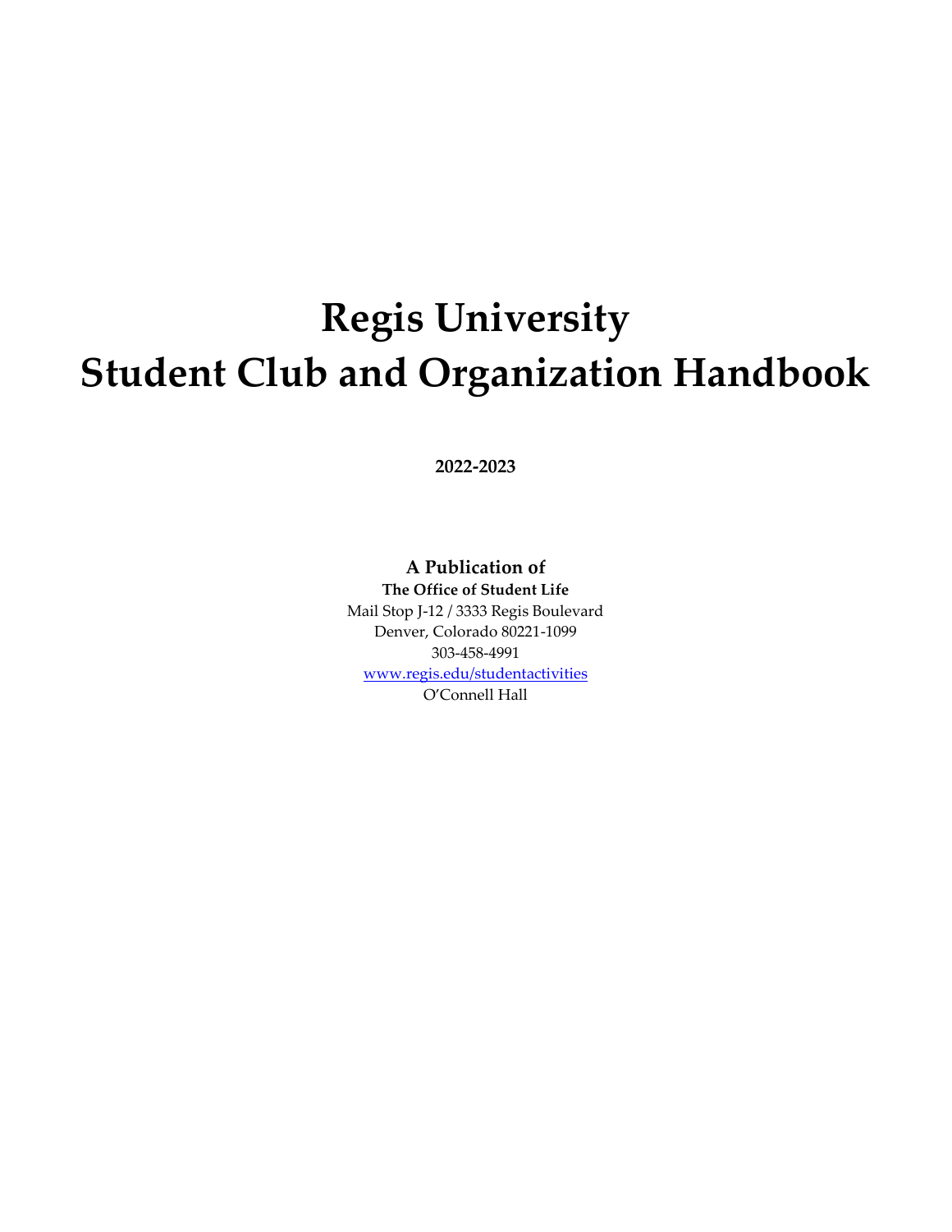# Regis University
# Student Club and Organization Handbook

**2022-2023**

**A Publication of**

**The Office of Student Life**

Mail Stop J-12 / 3333 Regis Boulevard

Denver, Colorado 80221-1099

303-458-4991

[www.regis.edu/studentactivities](www.regis.edu/studentactivities)

O'Connell Hall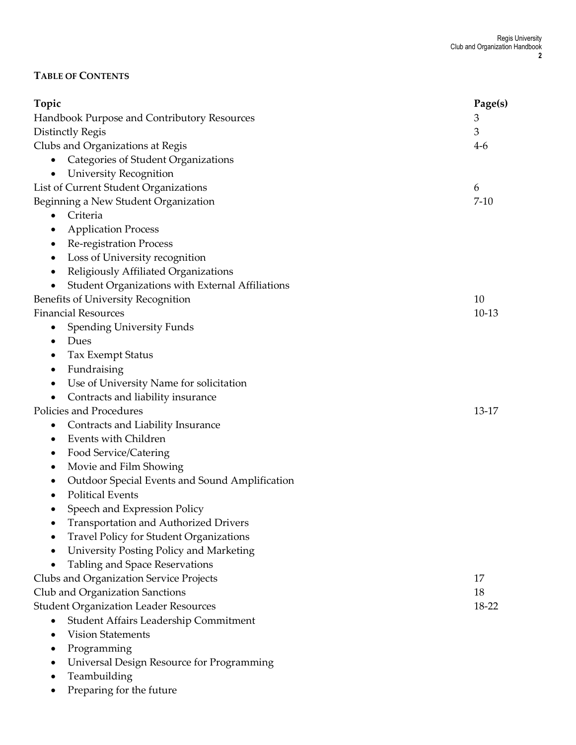## TABLE OF CONTENTS

| Topic | Page(s) |
|---|---|
| Handbook Purpose and Contributory Resources | 3 |
| Distinctly Regis | 3 |
| Clubs and Organizations at Regis<br>• Categories of Student Organizations<br>• University Recognition | 4-6 |
| List of Current Student Organizations | 6 |
| Beginning a New Student Organization<br>• Criteria<br>• Application Process<br>• Re-registration Process<br>• Loss of University recognition<br>• Religiously Affiliated Organizations<br>• Student Organizations with External Affiliations | 7-10 |
| Benefits of University Recognition | 10 |
| Financial Resources<br>• Spending University Funds<br>• Dues<br>• Tax Exempt Status<br>• Fundraising<br>• Use of University Name for solicitation<br>• Contracts and liability insurance | 10-13 |
| Policies and Procedures<br>• Contracts and Liability Insurance<br>• Events with Children<br>• Food Service/Catering<br>• Movie and Film Showing<br>• Outdoor Special Events and Sound Amplification<br>• Political Events<br>• Speech and Expression Policy<br>• Transportation and Authorized Drivers<br>• Travel Policy for Student Organizations<br>• University Posting Policy and Marketing<br>• Tabling and Space Reservations | 13-17 |
| Clubs and Organization Service Projects | 17 |
| Club and Organization Sanctions | 18 |
| Student Organization Leader Resources<br>• Student Affairs Leadership Commitment<br>• Vision Statements<br>• Programming<br>• Universal Design Resource for Programming<br>• Teambuilding<br>• Preparing for the future | 18-22 |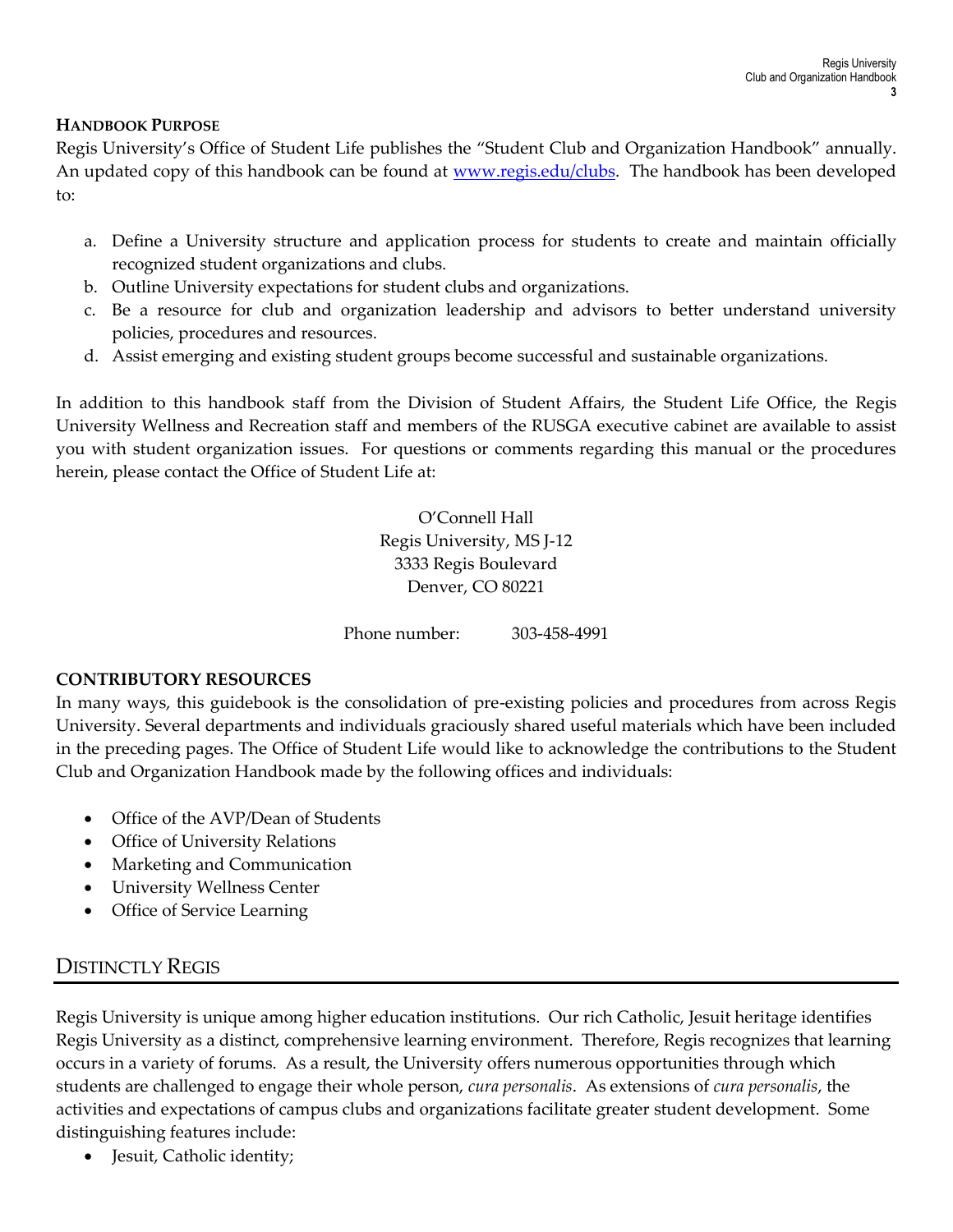### HANDBOOK PURPOSE

Regis University's Office of Student Life publishes the "Student Club and Organization Handbook" annually. An updated copy of this handbook can be found at www.regis.edu/clubs. The handbook has been developed to:

a. Define a University structure and application process for students to create and maintain officially recognized student organizations and clubs.
b. Outline University expectations for student clubs and organizations.
c. Be a resource for club and organization leadership and advisors to better understand university policies, procedures and resources.
d. Assist emerging and existing student groups become successful and sustainable organizations.

In addition to this handbook staff from the Division of Student Affairs, the Student Life Office, the Regis University Wellness and Recreation staff and members of the RUSGA executive cabinet are available to assist you with student organization issues. For questions or comments regarding this manual or the procedures herein, please contact the Office of Student Life at:

O'Connell Hall
Regis University, MS J-12
3333 Regis Boulevard
Denver, CO 80221

Phone number: 303-458-4991

### CONTRIBUTORY RESOURCES

In many ways, this guidebook is the consolidation of pre-existing policies and procedures from across Regis University. Several departments and individuals graciously shared useful materials which have been included in the preceding pages. The Office of Student Life would like to acknowledge the contributions to the Student Club and Organization Handbook made by the following offices and individuals:

- Office of the AVP/Dean of Students
- Office of University Relations
- Marketing and Communication
- University Wellness Center
- Office of Service Learning

## DISTINCTLY REGIS

Regis University is unique among higher education institutions. Our rich Catholic, Jesuit heritage identifies Regis University as a distinct, comprehensive learning environment. Therefore, Regis recognizes that learning occurs in a variety of forums. As a result, the University offers numerous opportunities through which students are challenged to engage their whole person, *cura personalis*. As extensions of *cura personalis*, the activities and expectations of campus clubs and organizations facilitate greater student development. Some distinguishing features include:

- Jesuit, Catholic identity;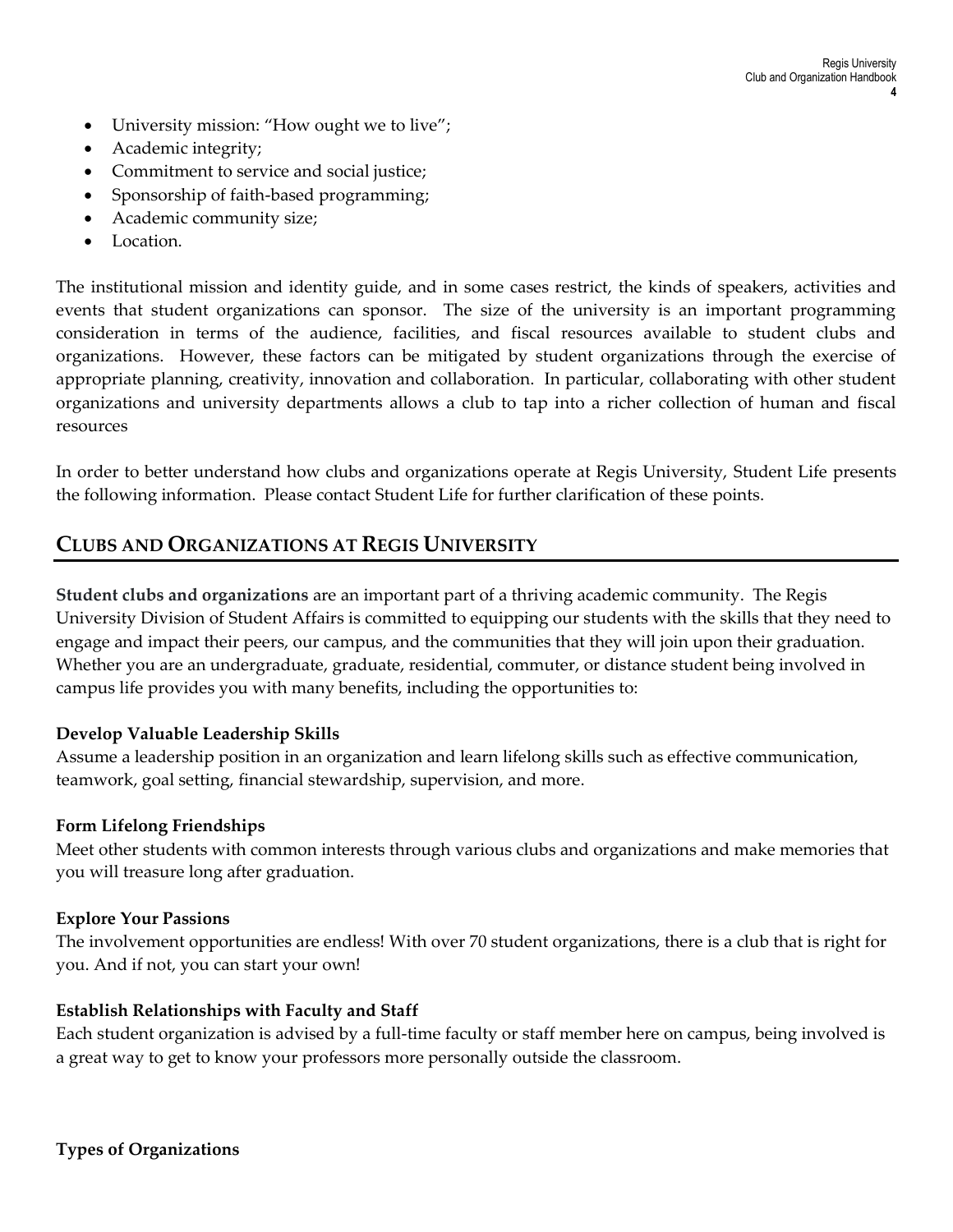- University mission: "How ought we to live";
- Academic integrity;
- Commitment to service and social justice;
- Sponsorship of faith-based programming;
- Academic community size;
- Location.

The institutional mission and identity guide, and in some cases restrict, the kinds of speakers, activities and events that student organizations can sponsor. The size of the university is an important programming consideration in terms of the audience, facilities, and fiscal resources available to student clubs and organizations. However, these factors can be mitigated by student organizations through the exercise of appropriate planning, creativity, innovation and collaboration. In particular, collaborating with other student organizations and university departments allows a club to tap into a richer collection of human and fiscal resources

In order to better understand how clubs and organizations operate at Regis University, Student Life presents the following information. Please contact Student Life for further clarification of these points.

## CLUBS AND ORGANIZATIONS AT REGIS UNIVERSITY

**Student clubs and organizations** are an important part of a thriving academic community. The Regis University Division of Student Affairs is committed to equipping our students with the skills that they need to engage and impact their peers, our campus, and the communities that they will join upon their graduation. Whether you are an undergraduate, graduate, residential, commuter, or distance student being involved in campus life provides you with many benefits, including the opportunities to:

**Develop Valuable Leadership Skills**
Assume a leadership position in an organization and learn lifelong skills such as effective communication, teamwork, goal setting, financial stewardship, supervision, and more.

**Form Lifelong Friendships**
Meet other students with common interests through various clubs and organizations and make memories that you will treasure long after graduation.

**Explore Your Passions**
The involvement opportunities are endless! With over 70 student organizations, there is a club that is right for you. And if not, you can start your own!

**Establish Relationships with Faculty and Staff**
Each student organization is advised by a full-time faculty or staff member here on campus, being involved is a great way to get to know your professors more personally outside the classroom.

**Types of Organizations**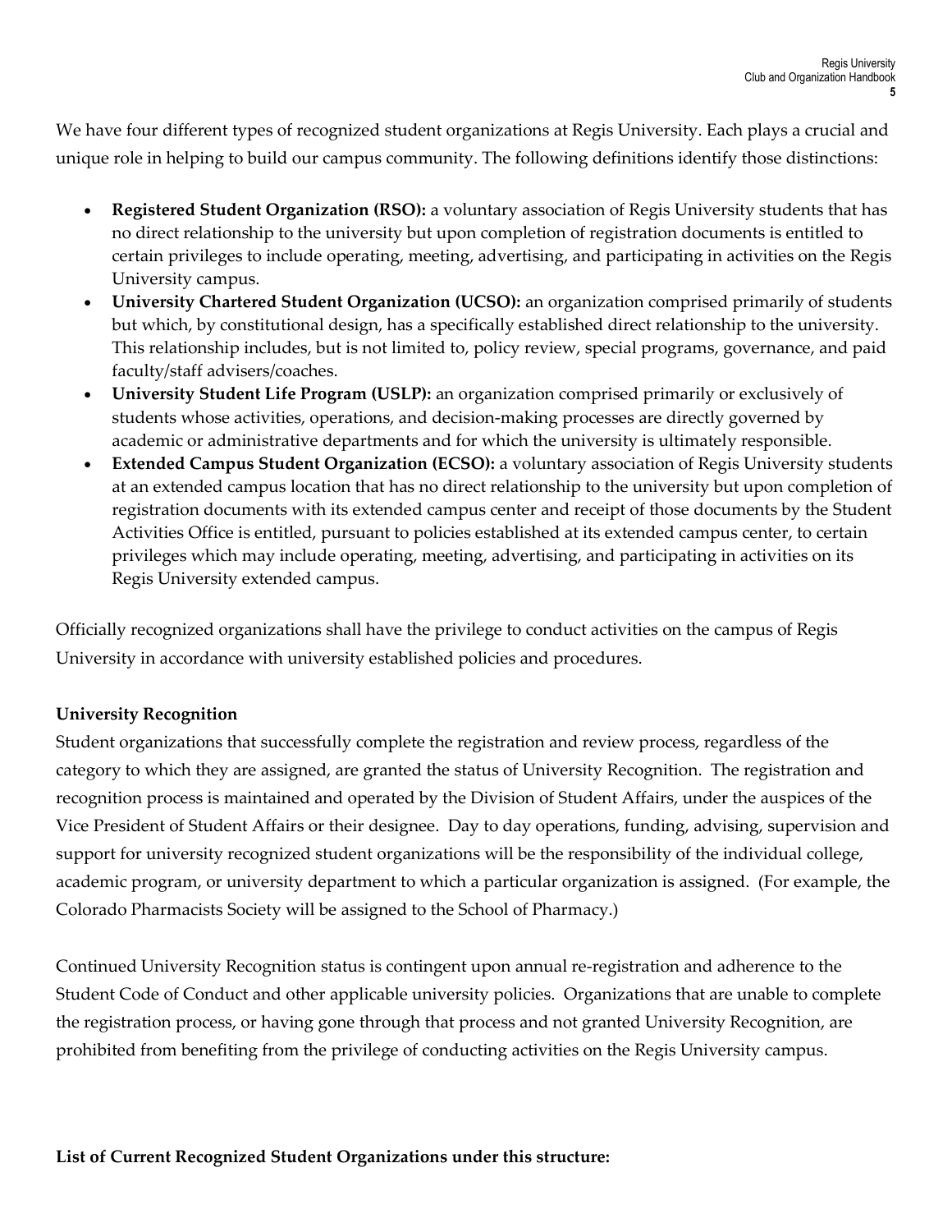We have four different types of recognized student organizations at Regis University. Each plays a crucial and unique role in helping to build our campus community. The following definitions identify those distinctions:

- **Registered Student Organization (RSO):** a voluntary association of Regis University students that has no direct relationship to the university but upon completion of registration documents is entitled to certain privileges to include operating, meeting, advertising, and participating in activities on the Regis University campus.
- **University Chartered Student Organization (UCSO):** an organization comprised primarily of students but which, by constitutional design, has a specifically established direct relationship to the university. This relationship includes, but is not limited to, policy review, special programs, governance, and paid faculty/staff advisers/coaches.
- **University Student Life Program (USLP):** an organization comprised primarily or exclusively of students whose activities, operations, and decision-making processes are directly governed by academic or administrative departments and for which the university is ultimately responsible.
- **Extended Campus Student Organization (ECSO):** a voluntary association of Regis University students at an extended campus location that has no direct relationship to the university but upon completion of registration documents with its extended campus center and receipt of those documents by the Student Activities Office is entitled, pursuant to policies established at its extended campus center, to certain privileges which may include operating, meeting, advertising, and participating in activities on its Regis University extended campus.

Officially recognized organizations shall have the privilege to conduct activities on the campus of Regis University in accordance with university established policies and procedures.

**University Recognition**

Student organizations that successfully complete the registration and review process, regardless of the category to which they are assigned, are granted the status of University Recognition. The registration and recognition process is maintained and operated by the Division of Student Affairs, under the auspices of the Vice President of Student Affairs or their designee. Day to day operations, funding, advising, supervision and support for university recognized student organizations will be the responsibility of the individual college, academic program, or university department to which a particular organization is assigned. (For example, the Colorado Pharmacists Society will be assigned to the School of Pharmacy.)

Continued University Recognition status is contingent upon annual re-registration and adherence to the Student Code of Conduct and other applicable university policies. Organizations that are unable to complete the registration process, or having gone through that process and not granted University Recognition, are prohibited from benefiting from the privilege of conducting activities on the Regis University campus.

**List of Current Recognized Student Organizations under this structure:**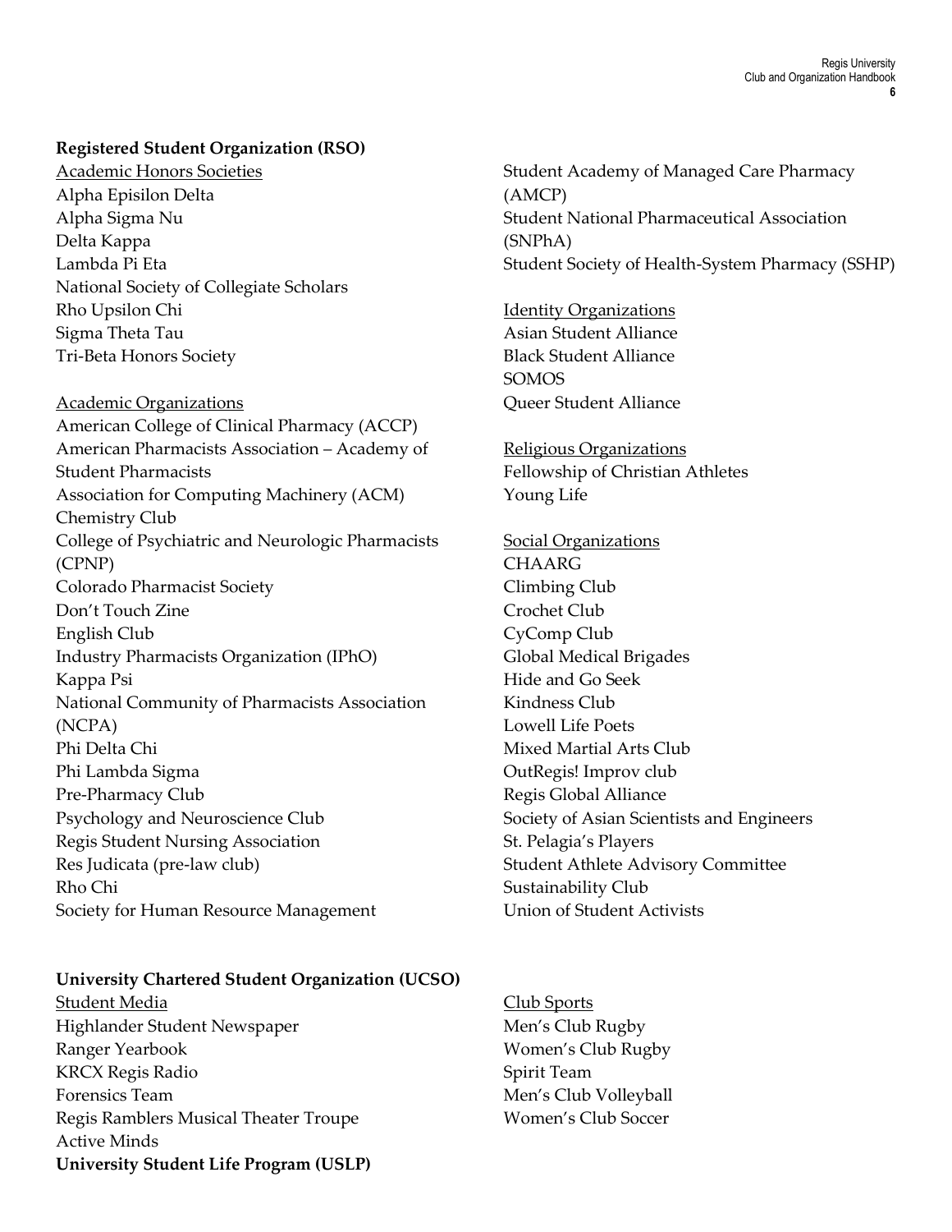**Registered Student Organization (RSO)**

Academic Honors Societies

Alpha Episilon Delta
Alpha Sigma Nu
Delta Kappa
Lambda Pi Eta
National Society of Collegiate Scholars
Rho Upsilon Chi
Sigma Theta Tau
Tri-Beta Honors Society

Academic Organizations

American College of Clinical Pharmacy (ACCP)
American Pharmacists Association – Academy of Student Pharmacists
Association for Computing Machinery (ACM)
Chemistry Club
College of Psychiatric and Neurologic Pharmacists (CPNP)
Colorado Pharmacist Society
Don't Touch Zine
English Club
Industry Pharmacists Organization (IPhO)
Kappa Psi
National Community of Pharmacists Association (NCPA)
Phi Delta Chi
Phi Lambda Sigma
Pre-Pharmacy Club
Psychology and Neuroscience Club
Regis Student Nursing Association
Res Judicata (pre-law club)
Rho Chi
Society for Human Resource Management
Student Academy of Managed Care Pharmacy (AMCP)
Student National Pharmaceutical Association (SNPhA)
Student Society of Health-System Pharmacy (SSHP)

Identity Organizations

Asian Student Alliance
Black Student Alliance
SOMOS
Queer Student Alliance

Religious Organizations

Fellowship of Christian Athletes
Young Life

Social Organizations

CHAARG
Climbing Club
Crochet Club
CyComp Club
Global Medical Brigades
Hide and Go Seek
Kindness Club
Lowell Life Poets
Mixed Martial Arts Club
OutRegis! Improv club
Regis Global Alliance
Society of Asian Scientists and Engineers
St. Pelagia's Players
Student Athlete Advisory Committee
Sustainability Club
Union of Student Activists

**University Chartered Student Organization (UCSO)**

Student Media

Highlander Student Newspaper
Ranger Yearbook
KRCX Regis Radio
Forensics Team
Regis Ramblers Musical Theater Troupe
Active Minds

Club Sports

Men's Club Rugby
Women's Club Rugby
Spirit Team
Men's Club Volleyball
Women's Club Soccer

**University Student Life Program (USLP)**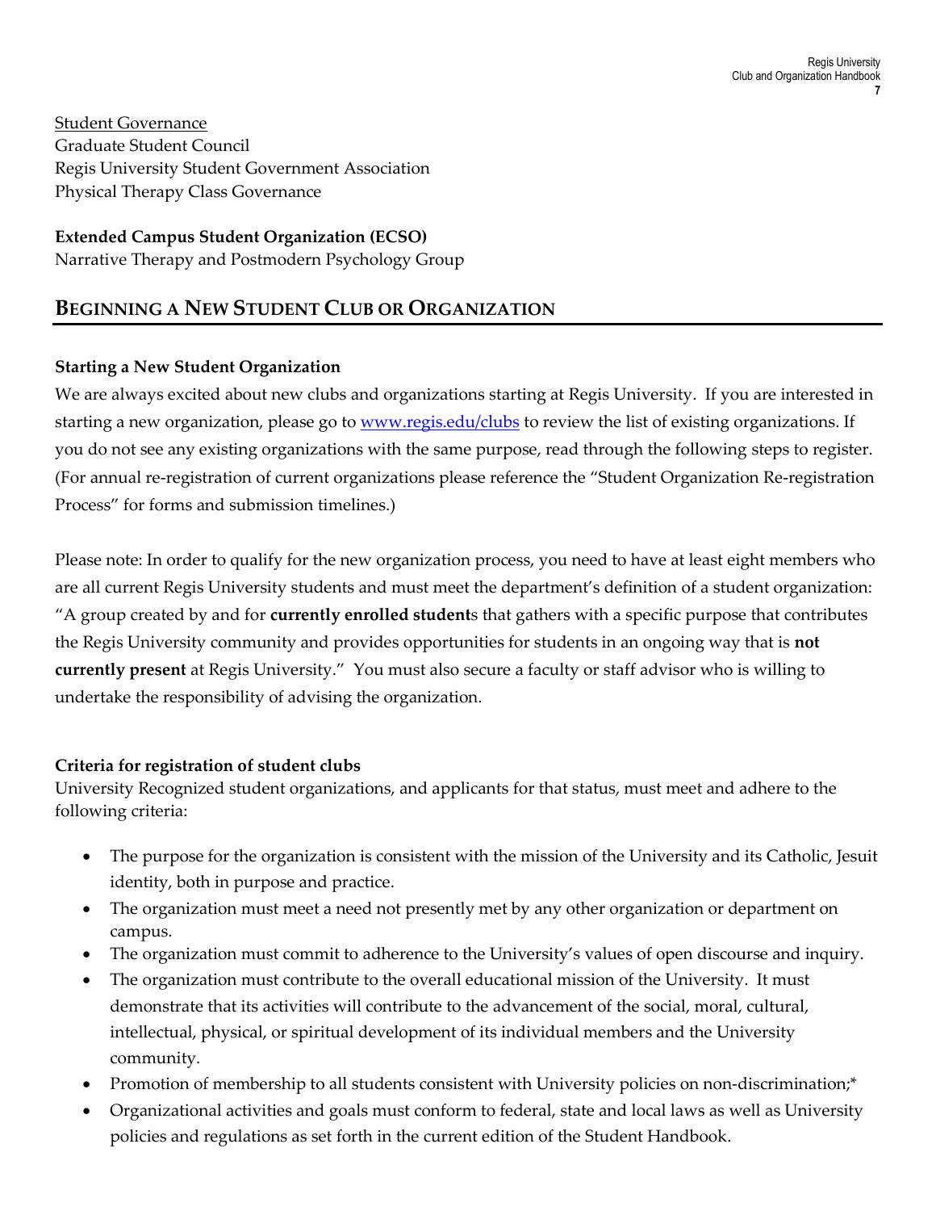Student Governance
Graduate Student Council
Regis University Student Government Association
Physical Therapy Class Governance

**Extended Campus Student Organization (ECSO)**
Narrative Therapy and Postmodern Psychology Group

## BEGINNING A NEW STUDENT CLUB OR ORGANIZATION

### Starting a New Student Organization

We are always excited about new clubs and organizations starting at Regis University. If you are interested in starting a new organization, please go to [www.regis.edu/clubs](http://www.regis.edu/clubs) to review the list of existing organizations. If you do not see any existing organizations with the same purpose, read through the following steps to register. (For annual re-registration of current organizations please reference the "Student Organization Re-registration Process" for forms and submission timelines.)

Please note: In order to qualify for the new organization process, you need to have at least eight members who are all current Regis University students and must meet the department's definition of a student organization: "A group created by and for **currently enrolled student**s that gathers with a specific purpose that contributes the Regis University community and provides opportunities for students in an ongoing way that is **not currently present** at Regis University." You must also secure a faculty or staff advisor who is willing to undertake the responsibility of advising the organization.

### Criteria for registration of student clubs

University Recognized student organizations, and applicants for that status, must meet and adhere to the following criteria:

- The purpose for the organization is consistent with the mission of the University and its Catholic, Jesuit identity, both in purpose and practice.
- The organization must meet a need not presently met by any other organization or department on campus.
- The organization must commit to adherence to the University's values of open discourse and inquiry.
- The organization must contribute to the overall educational mission of the University. It must demonstrate that its activities will contribute to the advancement of the social, moral, cultural, intellectual, physical, or spiritual development of its individual members and the University community.
- Promotion of membership to all students consistent with University policies on non-discrimination;*
- Organizational activities and goals must conform to federal, state and local laws as well as University policies and regulations as set forth in the current edition of the Student Handbook.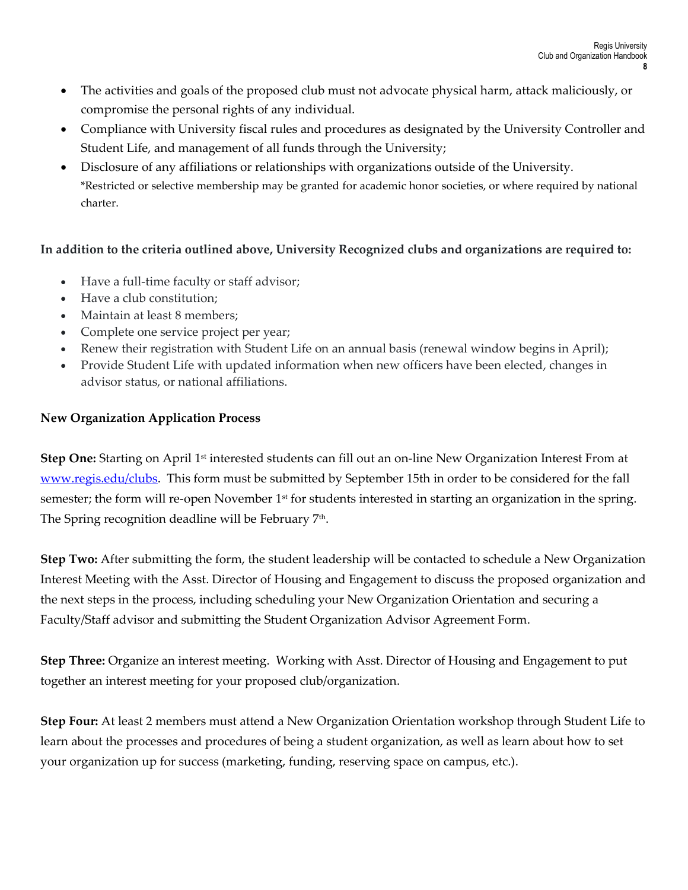- The activities and goals of the proposed club must not advocate physical harm, attack maliciously, or compromise the personal rights of any individual.
- Compliance with University fiscal rules and procedures as designated by the University Controller and Student Life, and management of all funds through the University;
- Disclosure of any affiliations or relationships with organizations outside of the University.
  *Restricted or selective membership may be granted for academic honor societies, or where required by national charter.

**In addition to the criteria outlined above, University Recognized clubs and organizations are required to:**

- Have a full-time faculty or staff advisor;
- Have a club constitution;
- Maintain at least 8 members;
- Complete one service project per year;
- Renew their registration with Student Life on an annual basis (renewal window begins in April);
- Provide Student Life with updated information when new officers have been elected, changes in advisor status, or national affiliations.

**New Organization Application Process**

**Step One:** Starting on April 1st interested students can fill out an on-line New Organization Interest From at [www.regis.edu/clubs](www.regis.edu/clubs). This form must be submitted by September 15th in order to be considered for the fall semester; the form will re-open November 1st for students interested in starting an organization in the spring. The Spring recognition deadline will be February 7th.

**Step Two:** After submitting the form, the student leadership will be contacted to schedule a New Organization Interest Meeting with the Asst. Director of Housing and Engagement to discuss the proposed organization and the next steps in the process, including scheduling your New Organization Orientation and securing a Faculty/Staff advisor and submitting the Student Organization Advisor Agreement Form.

**Step Three:** Organize an interest meeting. Working with Asst. Director of Housing and Engagement to put together an interest meeting for your proposed club/organization.

**Step Four:** At least 2 members must attend a New Organization Orientation workshop through Student Life to learn about the processes and procedures of being a student organization, as well as learn about how to set your organization up for success (marketing, funding, reserving space on campus, etc.).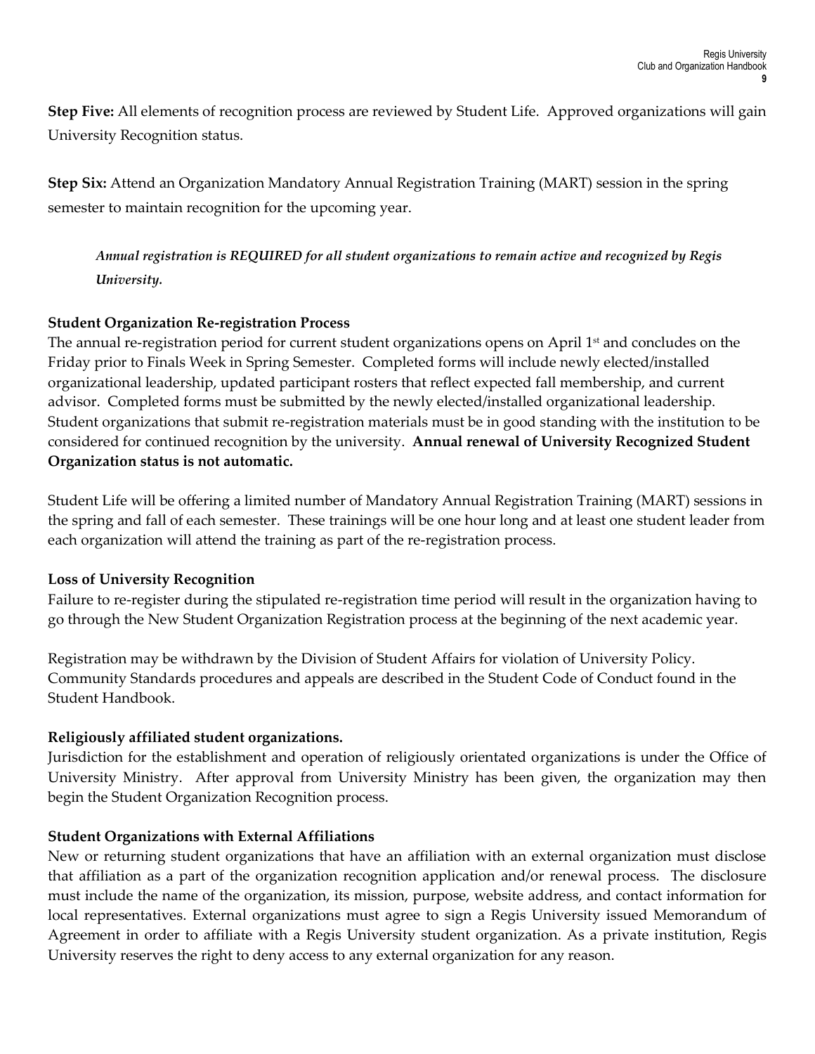**Step Five:** All elements of recognition process are reviewed by Student Life. Approved organizations will gain University Recognition status.

**Step Six:** Attend an Organization Mandatory Annual Registration Training (MART) session in the spring semester to maintain recognition for the upcoming year.

> ***Annual registration is REQUIRED for all student organizations to remain active and recognized by Regis University.***

**Student Organization Re-registration Process**

The annual re-registration period for current student organizations opens on April 1st and concludes on the Friday prior to Finals Week in Spring Semester. Completed forms will include newly elected/installed organizational leadership, updated participant rosters that reflect expected fall membership, and current advisor. Completed forms must be submitted by the newly elected/installed organizational leadership. Student organizations that submit re-registration materials must be in good standing with the institution to be considered for continued recognition by the university. **Annual renewal of University Recognized Student Organization status is not automatic.**

Student Life will be offering a limited number of Mandatory Annual Registration Training (MART) sessions in the spring and fall of each semester. These trainings will be one hour long and at least one student leader from each organization will attend the training as part of the re-registration process.

**Loss of University Recognition**

Failure to re-register during the stipulated re-registration time period will result in the organization having to go through the New Student Organization Registration process at the beginning of the next academic year.

Registration may be withdrawn by the Division of Student Affairs for violation of University Policy. Community Standards procedures and appeals are described in the Student Code of Conduct found in the Student Handbook.

**Religiously affiliated student organizations.**

Jurisdiction for the establishment and operation of religiously orientated organizations is under the Office of University Ministry. After approval from University Ministry has been given, the organization may then begin the Student Organization Recognition process.

**Student Organizations with External Affiliations**

New or returning student organizations that have an affiliation with an external organization must disclose that affiliation as a part of the organization recognition application and/or renewal process. The disclosure must include the name of the organization, its mission, purpose, website address, and contact information for local representatives. External organizations must agree to sign a Regis University issued Memorandum of Agreement in order to affiliate with a Regis University student organization. As a private institution, Regis University reserves the right to deny access to any external organization for any reason.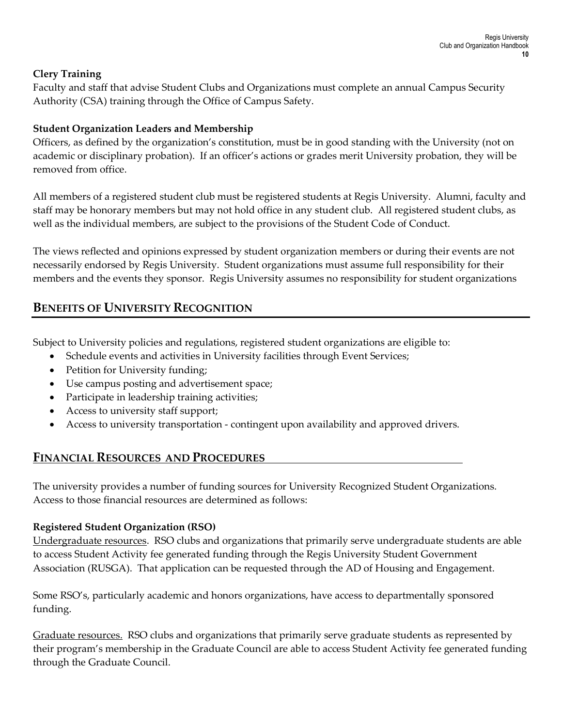### Clery Training

Faculty and staff that advise Student Clubs and Organizations must complete an annual Campus Security Authority (CSA) training through the Office of Campus Safety.

### Student Organization Leaders and Membership

Officers, as defined by the organization's constitution, must be in good standing with the University (not on academic or disciplinary probation). If an officer's actions or grades merit University probation, they will be removed from office.

All members of a registered student club must be registered students at Regis University. Alumni, faculty and staff may be honorary members but may not hold office in any student club. All registered student clubs, as well as the individual members, are subject to the provisions of the Student Code of Conduct.

The views reflected and opinions expressed by student organization members or during their events are not necessarily endorsed by Regis University. Student organizations must assume full responsibility for their members and the events they sponsor. Regis University assumes no responsibility for student organizations

## BENEFITS OF UNIVERSITY RECOGNITION

Subject to University policies and regulations, registered student organizations are eligible to:

- Schedule events and activities in University facilities through Event Services;
- Petition for University funding;
- Use campus posting and advertisement space;
- Participate in leadership training activities;
- Access to university staff support;
- Access to university transportation - contingent upon availability and approved drivers.

## FINANCIAL RESOURCES AND PROCEDURES

The university provides a number of funding sources for University Recognized Student Organizations. Access to those financial resources are determined as follows:

### Registered Student Organization (RSO)

Undergraduate resources. RSO clubs and organizations that primarily serve undergraduate students are able to access Student Activity fee generated funding through the Regis University Student Government Association (RUSGA). That application can be requested through the AD of Housing and Engagement.

Some RSO's, particularly academic and honors organizations, have access to departmentally sponsored funding.

Graduate resources. RSO clubs and organizations that primarily serve graduate students as represented by their program's membership in the Graduate Council are able to access Student Activity fee generated funding through the Graduate Council.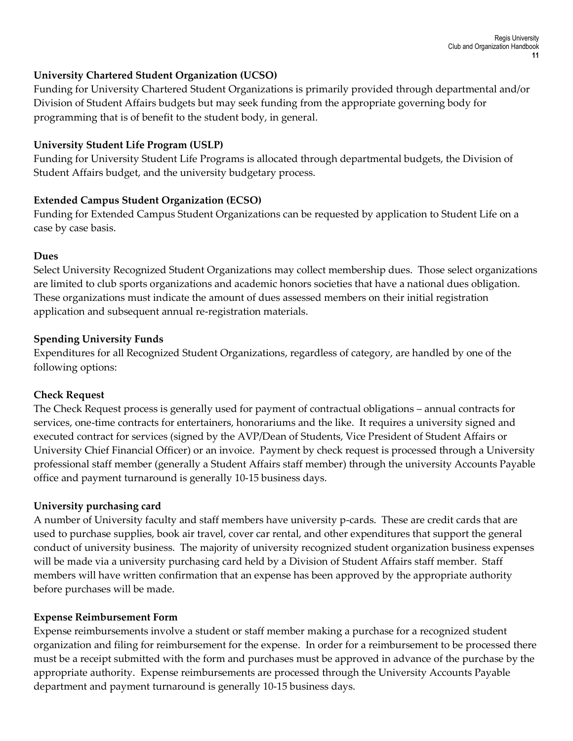### University Chartered Student Organization (UCSO)

Funding for University Chartered Student Organizations is primarily provided through departmental and/or Division of Student Affairs budgets but may seek funding from the appropriate governing body for programming that is of benefit to the student body, in general.

### University Student Life Program (USLP)

Funding for University Student Life Programs is allocated through departmental budgets, the Division of Student Affairs budget, and the university budgetary process.

### Extended Campus Student Organization (ECSO)

Funding for Extended Campus Student Organizations can be requested by application to Student Life on a case by case basis.

### Dues

Select University Recognized Student Organizations may collect membership dues. Those select organizations are limited to club sports organizations and academic honors societies that have a national dues obligation. These organizations must indicate the amount of dues assessed members on their initial registration application and subsequent annual re-registration materials.

### Spending University Funds

Expenditures for all Recognized Student Organizations, regardless of category, are handled by one of the following options:

### Check Request

The Check Request process is generally used for payment of contractual obligations – annual contracts for services, one-time contracts for entertainers, honorariums and the like. It requires a university signed and executed contract for services (signed by the AVP/Dean of Students, Vice President of Student Affairs or University Chief Financial Officer) or an invoice. Payment by check request is processed through a University professional staff member (generally a Student Affairs staff member) through the university Accounts Payable office and payment turnaround is generally 10-15 business days.

### University purchasing card

A number of University faculty and staff members have university p-cards. These are credit cards that are used to purchase supplies, book air travel, cover car rental, and other expenditures that support the general conduct of university business. The majority of university recognized student organization business expenses will be made via a university purchasing card held by a Division of Student Affairs staff member. Staff members will have written confirmation that an expense has been approved by the appropriate authority before purchases will be made.

### Expense Reimbursement Form

Expense reimbursements involve a student or staff member making a purchase for a recognized student organization and filing for reimbursement for the expense. In order for a reimbursement to be processed there must be a receipt submitted with the form and purchases must be approved in advance of the purchase by the appropriate authority. Expense reimbursements are processed through the University Accounts Payable department and payment turnaround is generally 10-15 business days.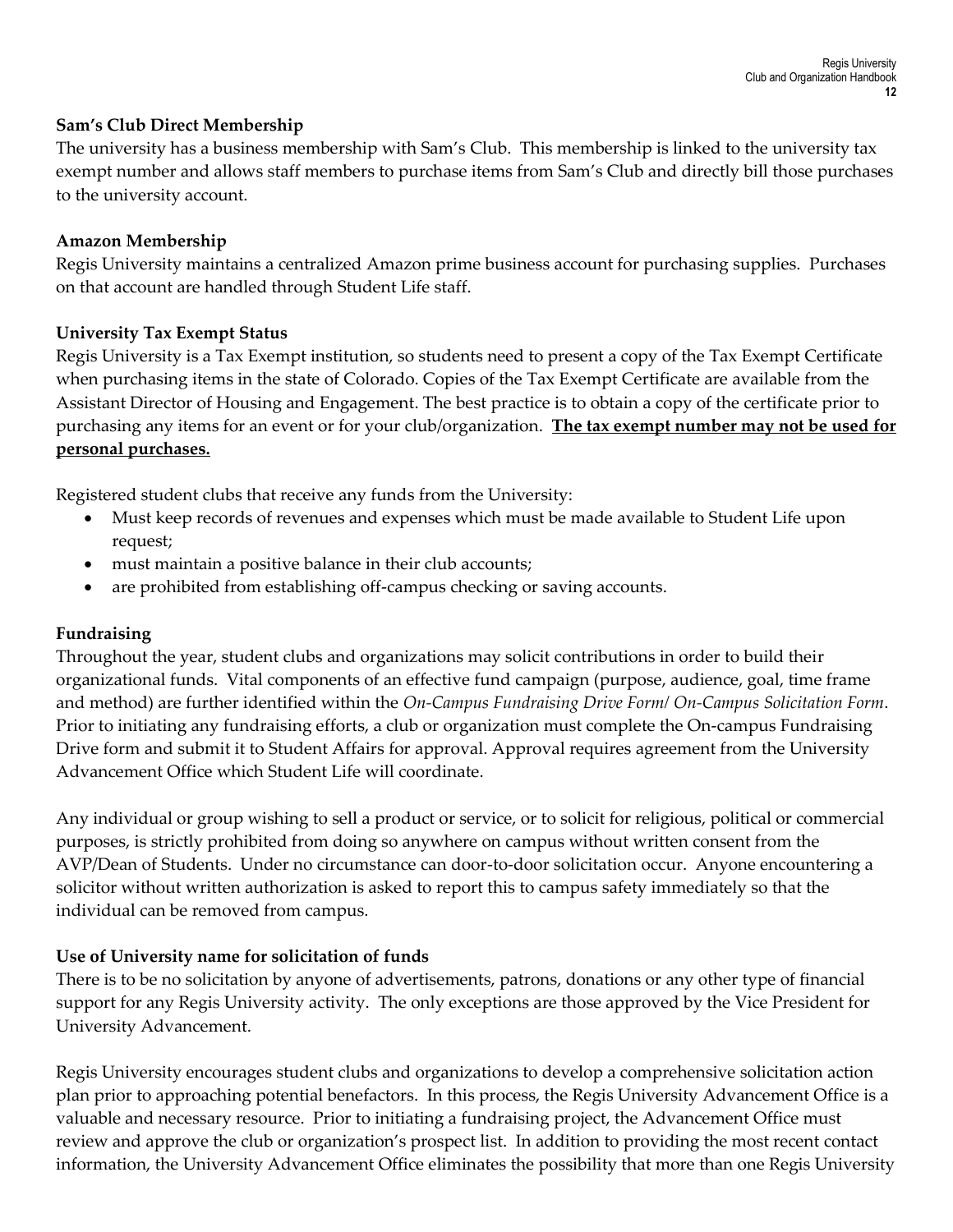**Sam's Club Direct Membership**

The university has a business membership with Sam's Club. This membership is linked to the university tax exempt number and allows staff members to purchase items from Sam's Club and directly bill those purchases to the university account.

**Amazon Membership**

Regis University maintains a centralized Amazon prime business account for purchasing supplies. Purchases on that account are handled through Student Life staff.

**University Tax Exempt Status**

Regis University is a Tax Exempt institution, so students need to present a copy of the Tax Exempt Certificate when purchasing items in the state of Colorado. Copies of the Tax Exempt Certificate are available from the Assistant Director of Housing and Engagement. The best practice is to obtain a copy of the certificate prior to purchasing any items for an event or for your club/organization. **<u>The tax exempt number may not be used for personal purchases.</u>**

Registered student clubs that receive any funds from the University:

- Must keep records of revenues and expenses which must be made available to Student Life upon request;
- must maintain a positive balance in their club accounts;
- are prohibited from establishing off-campus checking or saving accounts.

**Fundraising**

Throughout the year, student clubs and organizations may solicit contributions in order to build their organizational funds. Vital components of an effective fund campaign (purpose, audience, goal, time frame and method) are further identified within the *On-Campus Fundraising Drive Form/ On-Campus Solicitation Form*. Prior to initiating any fundraising efforts, a club or organization must complete the On-campus Fundraising Drive form and submit it to Student Affairs for approval. Approval requires agreement from the University Advancement Office which Student Life will coordinate.

Any individual or group wishing to sell a product or service, or to solicit for religious, political or commercial purposes, is strictly prohibited from doing so anywhere on campus without written consent from the AVP/Dean of Students. Under no circumstance can door-to-door solicitation occur. Anyone encountering a solicitor without written authorization is asked to report this to campus safety immediately so that the individual can be removed from campus.

**Use of University name for solicitation of funds**

There is to be no solicitation by anyone of advertisements, patrons, donations or any other type of financial support for any Regis University activity. The only exceptions are those approved by the Vice President for University Advancement.

Regis University encourages student clubs and organizations to develop a comprehensive solicitation action plan prior to approaching potential benefactors. In this process, the Regis University Advancement Office is a valuable and necessary resource. Prior to initiating a fundraising project, the Advancement Office must review and approve the club or organization's prospect list. In addition to providing the most recent contact information, the University Advancement Office eliminates the possibility that more than one Regis University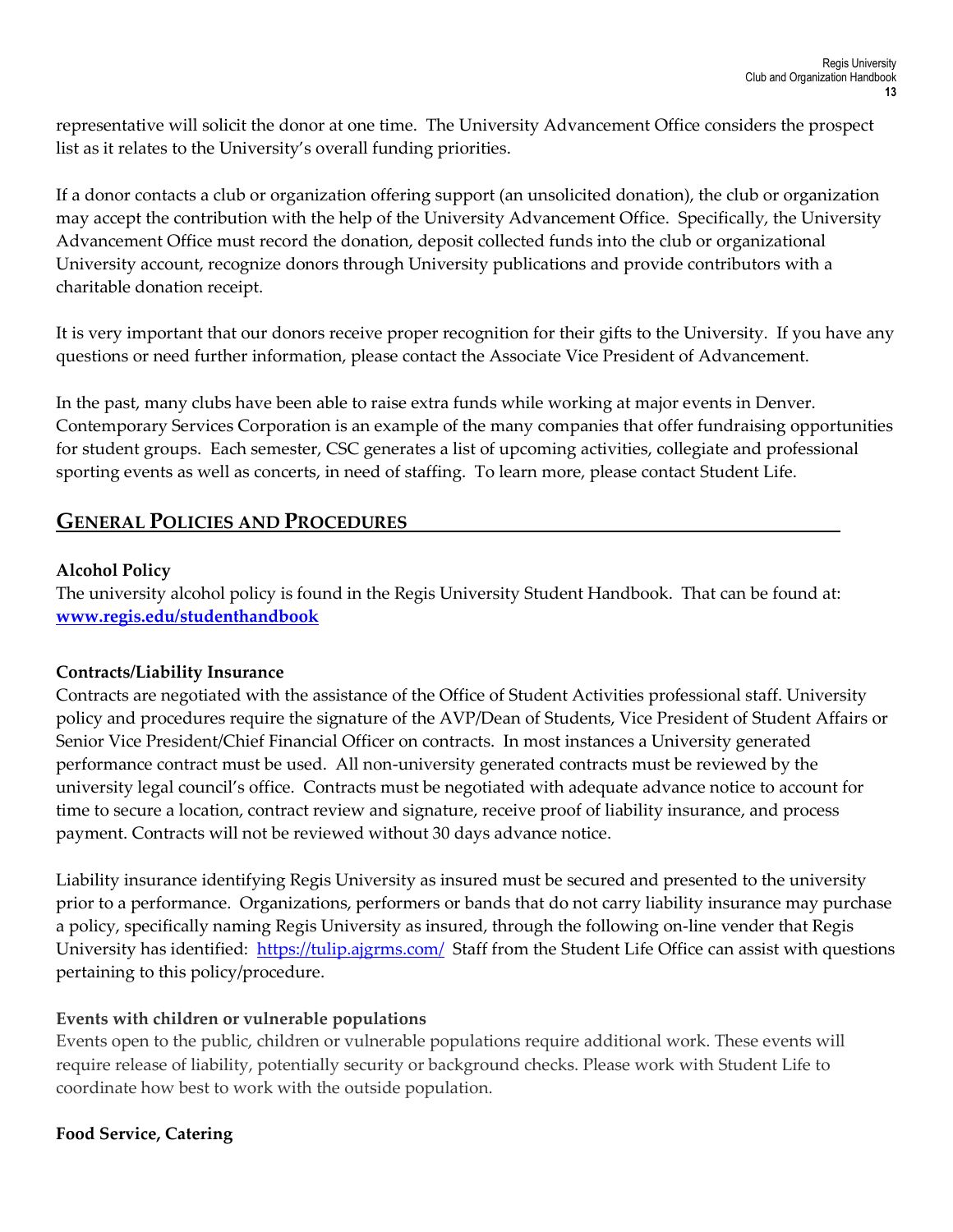representative will solicit the donor at one time. The University Advancement Office considers the prospect list as it relates to the University's overall funding priorities.

If a donor contacts a club or organization offering support (an unsolicited donation), the club or organization may accept the contribution with the help of the University Advancement Office. Specifically, the University Advancement Office must record the donation, deposit collected funds into the club or organizational University account, recognize donors through University publications and provide contributors with a charitable donation receipt.

It is very important that our donors receive proper recognition for their gifts to the University. If you have any questions or need further information, please contact the Associate Vice President of Advancement.

In the past, many clubs have been able to raise extra funds while working at major events in Denver. Contemporary Services Corporation is an example of the many companies that offer fundraising opportunities for student groups. Each semester, CSC generates a list of upcoming activities, collegiate and professional sporting events as well as concerts, in need of staffing. To learn more, please contact Student Life.

## General Policies and Procedures

**Alcohol Policy**

The university alcohol policy is found in the Regis University Student Handbook. That can be found at: **www.regis.edu/studenthandbook**

**Contracts/Liability Insurance**

Contracts are negotiated with the assistance of the Office of Student Activities professional staff. University policy and procedures require the signature of the AVP/Dean of Students, Vice President of Student Affairs or Senior Vice President/Chief Financial Officer on contracts. In most instances a University generated performance contract must be used. All non-university generated contracts must be reviewed by the university legal council's office. Contracts must be negotiated with adequate advance notice to account for time to secure a location, contract review and signature, receive proof of liability insurance, and process payment. Contracts will not be reviewed without 30 days advance notice.

Liability insurance identifying Regis University as insured must be secured and presented to the university prior to a performance. Organizations, performers or bands that do not carry liability insurance may purchase a policy, specifically naming Regis University as insured, through the following on-line vender that Regis University has identified: https://tulip.ajgrms.com/ Staff from the Student Life Office can assist with questions pertaining to this policy/procedure.

**Events with children or vulnerable populations**

Events open to the public, children or vulnerable populations require additional work. These events will require release of liability, potentially security or background checks. Please work with Student Life to coordinate how best to work with the outside population.

**Food Service, Catering**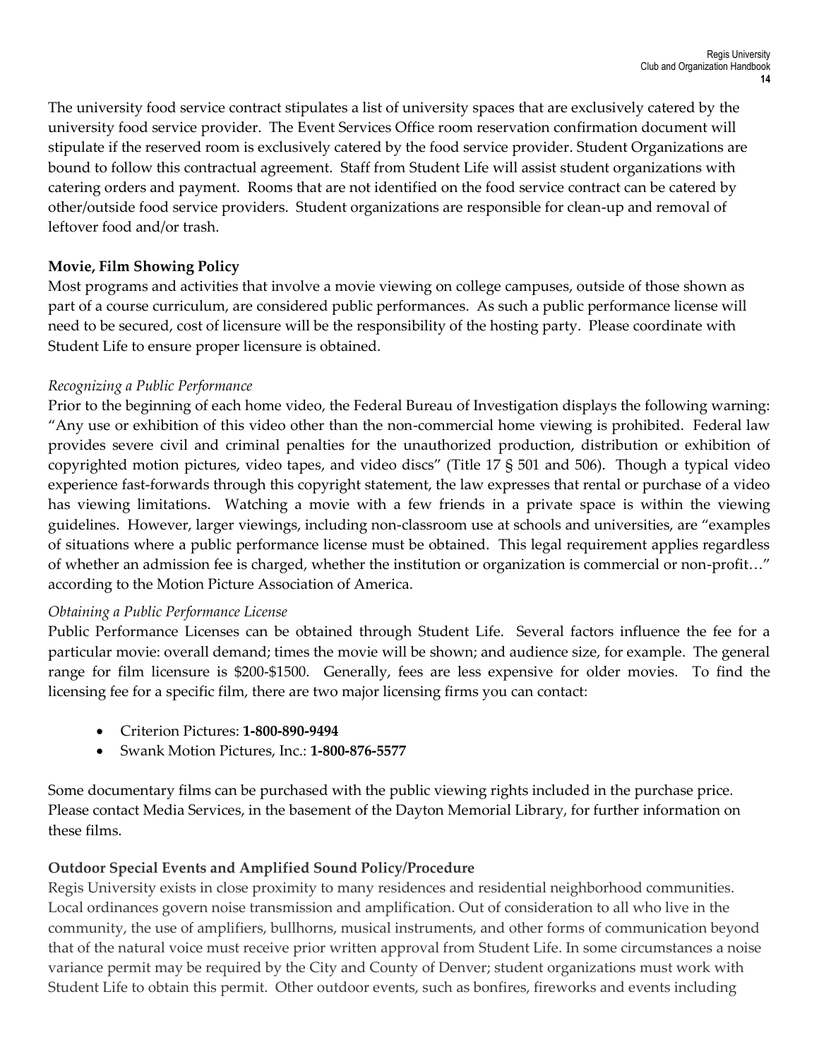The university food service contract stipulates a list of university spaces that are exclusively catered by the university food service provider. The Event Services Office room reservation confirmation document will stipulate if the reserved room is exclusively catered by the food service provider. Student Organizations are bound to follow this contractual agreement. Staff from Student Life will assist student organizations with catering orders and payment. Rooms that are not identified on the food service contract can be catered by other/outside food service providers. Student organizations are responsible for clean-up and removal of leftover food and/or trash.

**Movie, Film Showing Policy**

Most programs and activities that involve a movie viewing on college campuses, outside of those shown as part of a course curriculum, are considered public performances. As such a public performance license will need to be secured, cost of licensure will be the responsibility of the hosting party. Please coordinate with Student Life to ensure proper licensure is obtained.

*Recognizing a Public Performance*

Prior to the beginning of each home video, the Federal Bureau of Investigation displays the following warning: "Any use or exhibition of this video other than the non-commercial home viewing is prohibited. Federal law provides severe civil and criminal penalties for the unauthorized production, distribution or exhibition of copyrighted motion pictures, video tapes, and video discs" (Title 17 § 501 and 506). Though a typical video experience fast-forwards through this copyright statement, the law expresses that rental or purchase of a video has viewing limitations. Watching a movie with a few friends in a private space is within the viewing guidelines. However, larger viewings, including non-classroom use at schools and universities, are "examples of situations where a public performance license must be obtained. This legal requirement applies regardless of whether an admission fee is charged, whether the institution or organization is commercial or non-profit…" according to the Motion Picture Association of America.

*Obtaining a Public Performance License*

Public Performance Licenses can be obtained through Student Life. Several factors influence the fee for a particular movie: overall demand; times the movie will be shown; and audience size, for example. The general range for film licensure is $200-$1500. Generally, fees are less expensive for older movies. To find the licensing fee for a specific film, there are two major licensing firms you can contact:

- Criterion Pictures: **1-800-890-9494**
- Swank Motion Pictures, Inc.: **1-800-876-5577**

Some documentary films can be purchased with the public viewing rights included in the purchase price. Please contact Media Services, in the basement of the Dayton Memorial Library, for further information on these films.

**Outdoor Special Events and Amplified Sound Policy/Procedure**

Regis University exists in close proximity to many residences and residential neighborhood communities. Local ordinances govern noise transmission and amplification. Out of consideration to all who live in the community, the use of amplifiers, bullhorns, musical instruments, and other forms of communication beyond that of the natural voice must receive prior written approval from Student Life. In some circumstances a noise variance permit may be required by the City and County of Denver; student organizations must work with Student Life to obtain this permit. Other outdoor events, such as bonfires, fireworks and events including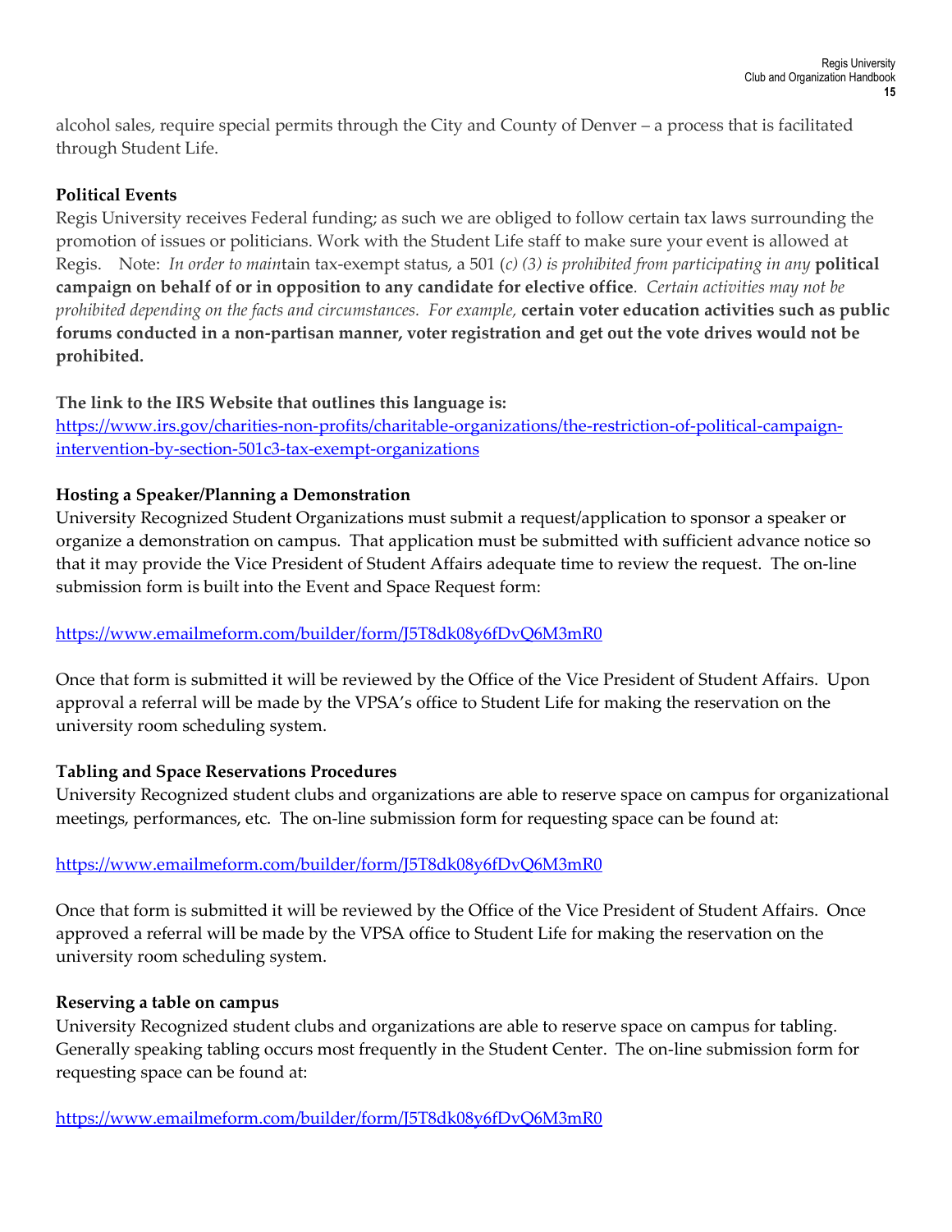alcohol sales, require special permits through the City and County of Denver – a process that is facilitated through Student Life.

**Political Events**

Regis University receives Federal funding; as such we are obliged to follow certain tax laws surrounding the promotion of issues or politicians. Work with the Student Life staff to make sure your event is allowed at Regis. Note: *In order to main*tain tax-exempt status, a 501 (*c) (3) is prohibited from participating in any* **political campaign on behalf of or in opposition to any candidate for elective office**. *Certain activities may not be prohibited depending on the facts and circumstances. For example,* **certain voter education activities such as public forums conducted in a non-partisan manner, voter registration and get out the vote drives would not be prohibited.**

**The link to the IRS Website that outlines this language is:**
[https://www.irs.gov/charities-non-profits/charitable-organizations/the-restriction-of-political-campaign-intervention-by-section-501c3-tax-exempt-organizations](https://www.irs.gov/charities-non-profits/charitable-organizations/the-restriction-of-political-campaign-intervention-by-section-501c3-tax-exempt-organizations)

**Hosting a Speaker/Planning a Demonstration**

University Recognized Student Organizations must submit a request/application to sponsor a speaker or organize a demonstration on campus. That application must be submitted with sufficient advance notice so that it may provide the Vice President of Student Affairs adequate time to review the request. The on-line submission form is built into the Event and Space Request form:

[https://www.emailmeform.com/builder/form/J5T8dk08y6fDvQ6M3mR0](https://www.emailmeform.com/builder/form/J5T8dk08y6fDvQ6M3mR0)

Once that form is submitted it will be reviewed by the Office of the Vice President of Student Affairs. Upon approval a referral will be made by the VPSA's office to Student Life for making the reservation on the university room scheduling system.

**Tabling and Space Reservations Procedures**

University Recognized student clubs and organizations are able to reserve space on campus for organizational meetings, performances, etc. The on-line submission form for requesting space can be found at:

[https://www.emailmeform.com/builder/form/J5T8dk08y6fDvQ6M3mR0](https://www.emailmeform.com/builder/form/J5T8dk08y6fDvQ6M3mR0)

Once that form is submitted it will be reviewed by the Office of the Vice President of Student Affairs. Once approved a referral will be made by the VPSA office to Student Life for making the reservation on the university room scheduling system.

**Reserving a table on campus**

University Recognized student clubs and organizations are able to reserve space on campus for tabling. Generally speaking tabling occurs most frequently in the Student Center. The on-line submission form for requesting space can be found at:

[https://www.emailmeform.com/builder/form/J5T8dk08y6fDvQ6M3mR0](https://www.emailmeform.com/builder/form/J5T8dk08y6fDvQ6M3mR0)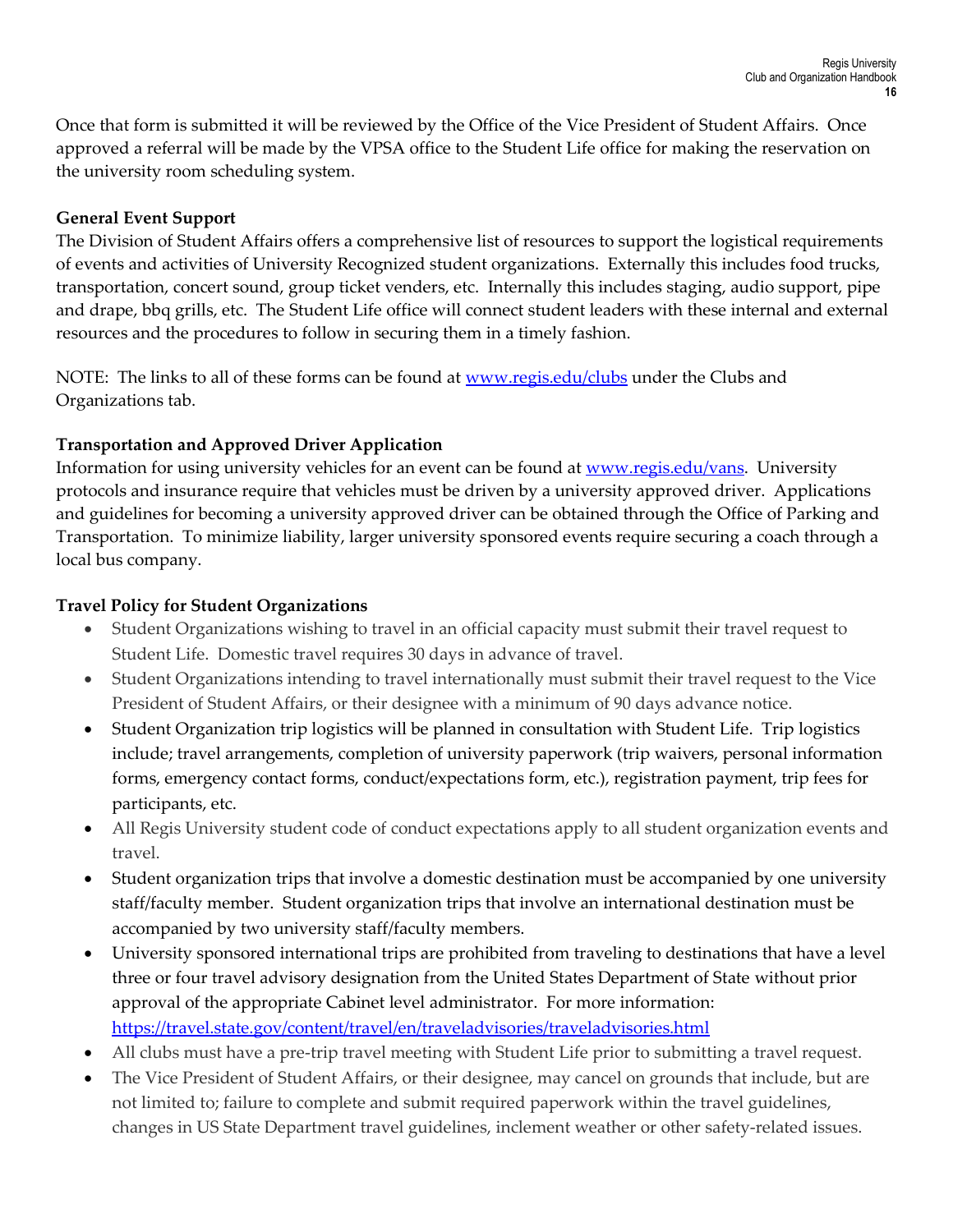Once that form is submitted it will be reviewed by the Office of the Vice President of Student Affairs. Once approved a referral will be made by the VPSA office to the Student Life office for making the reservation on the university room scheduling system.

**General Event Support**

The Division of Student Affairs offers a comprehensive list of resources to support the logistical requirements of events and activities of University Recognized student organizations. Externally this includes food trucks, transportation, concert sound, group ticket venders, etc. Internally this includes staging, audio support, pipe and drape, bbq grills, etc. The Student Life office will connect student leaders with these internal and external resources and the procedures to follow in securing them in a timely fashion.

NOTE: The links to all of these forms can be found at [www.regis.edu/clubs](www.regis.edu/clubs) under the Clubs and Organizations tab.

**Transportation and Approved Driver Application**

Information for using university vehicles for an event can be found at [www.regis.edu/vans](www.regis.edu/vans). University protocols and insurance require that vehicles must be driven by a university approved driver. Applications and guidelines for becoming a university approved driver can be obtained through the Office of Parking and Transportation. To minimize liability, larger university sponsored events require securing a coach through a local bus company.

**Travel Policy for Student Organizations**

- Student Organizations wishing to travel in an official capacity must submit their travel request to Student Life. Domestic travel requires 30 days in advance of travel.
- Student Organizations intending to travel internationally must submit their travel request to the Vice President of Student Affairs, or their designee with a minimum of 90 days advance notice.
- Student Organization trip logistics will be planned in consultation with Student Life. Trip logistics include; travel arrangements, completion of university paperwork (trip waivers, personal information forms, emergency contact forms, conduct/expectations form, etc.), registration payment, trip fees for participants, etc.
- All Regis University student code of conduct expectations apply to all student organization events and travel.
- Student organization trips that involve a domestic destination must be accompanied by one university staff/faculty member. Student organization trips that involve an international destination must be accompanied by two university staff/faculty members.
- University sponsored international trips are prohibited from traveling to destinations that have a level three or four travel advisory designation from the United States Department of State without prior approval of the appropriate Cabinet level administrator. For more information: [https://travel.state.gov/content/travel/en/traveladvisories/traveladvisories.html](https://travel.state.gov/content/travel/en/traveladvisories/traveladvisories.html)
- All clubs must have a pre-trip travel meeting with Student Life prior to submitting a travel request.
- The Vice President of Student Affairs, or their designee, may cancel on grounds that include, but are not limited to; failure to complete and submit required paperwork within the travel guidelines, changes in US State Department travel guidelines, inclement weather or other safety-related issues.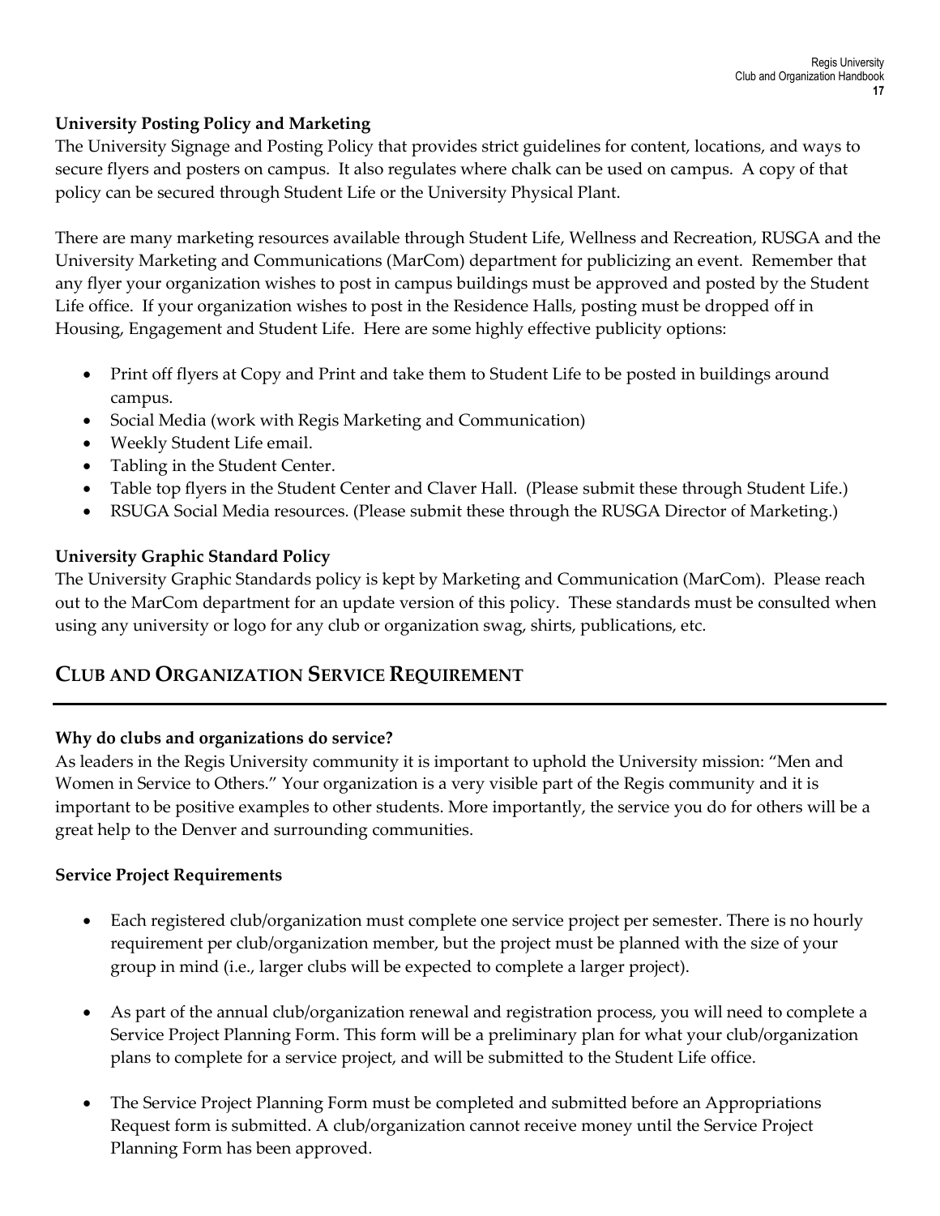**University Posting Policy and Marketing**

The University Signage and Posting Policy that provides strict guidelines for content, locations, and ways to secure flyers and posters on campus. It also regulates where chalk can be used on campus. A copy of that policy can be secured through Student Life or the University Physical Plant.

There are many marketing resources available through Student Life, Wellness and Recreation, RUSGA and the University Marketing and Communications (MarCom) department for publicizing an event. Remember that any flyer your organization wishes to post in campus buildings must be approved and posted by the Student Life office. If your organization wishes to post in the Residence Halls, posting must be dropped off in Housing, Engagement and Student Life. Here are some highly effective publicity options:

- Print off flyers at Copy and Print and take them to Student Life to be posted in buildings around campus.
- Social Media (work with Regis Marketing and Communication)
- Weekly Student Life email.
- Tabling in the Student Center.
- Table top flyers in the Student Center and Claver Hall. (Please submit these through Student Life.)
- RSUGA Social Media resources. (Please submit these through the RUSGA Director of Marketing.)

**University Graphic Standard Policy**

The University Graphic Standards policy is kept by Marketing and Communication (MarCom). Please reach out to the MarCom department for an update version of this policy. These standards must be consulted when using any university or logo for any club or organization swag, shirts, publications, etc.

## CLUB AND ORGANIZATION SERVICE REQUIREMENT

**Why do clubs and organizations do service?**

As leaders in the Regis University community it is important to uphold the University mission: "Men and Women in Service to Others." Your organization is a very visible part of the Regis community and it is important to be positive examples to other students. More importantly, the service you do for others will be a great help to the Denver and surrounding communities.

**Service Project Requirements**

- Each registered club/organization must complete one service project per semester. There is no hourly requirement per club/organization member, but the project must be planned with the size of your group in mind (i.e., larger clubs will be expected to complete a larger project).

- As part of the annual club/organization renewal and registration process, you will need to complete a Service Project Planning Form. This form will be a preliminary plan for what your club/organization plans to complete for a service project, and will be submitted to the Student Life office.

- The Service Project Planning Form must be completed and submitted before an Appropriations Request form is submitted. A club/organization cannot receive money until the Service Project Planning Form has been approved.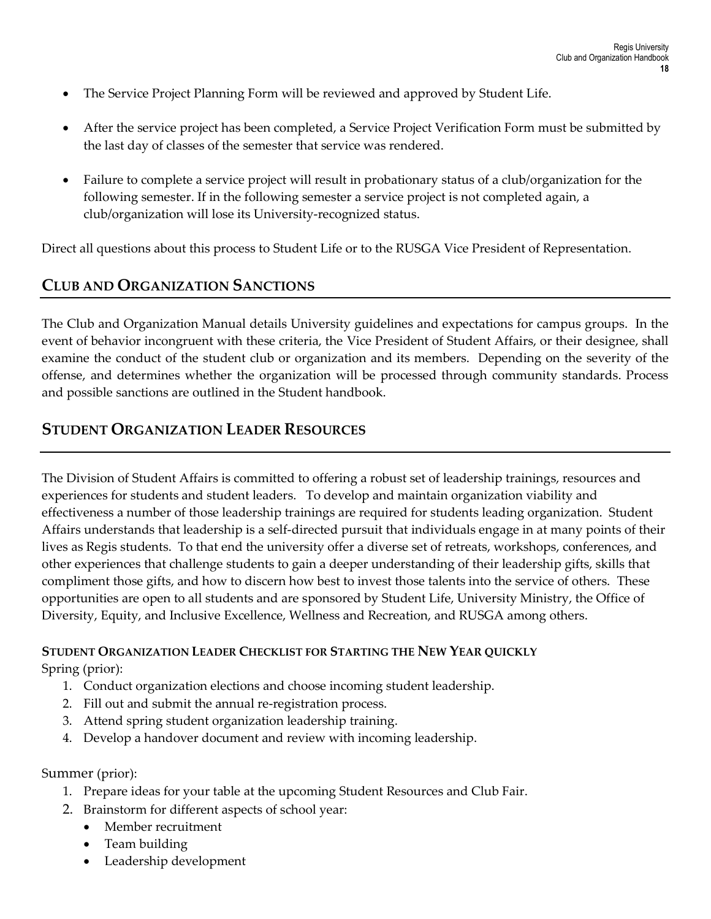- The Service Project Planning Form will be reviewed and approved by Student Life.

- After the service project has been completed, a Service Project Verification Form must be submitted by the last day of classes of the semester that service was rendered.

- Failure to complete a service project will result in probationary status of a club/organization for the following semester. If in the following semester a service project is not completed again, a club/organization will lose its University-recognized status.

Direct all questions about this process to Student Life or to the RUSGA Vice President of Representation.

## CLUB AND ORGANIZATION SANCTIONS

The Club and Organization Manual details University guidelines and expectations for campus groups. In the event of behavior incongruent with these criteria, the Vice President of Student Affairs, or their designee, shall examine the conduct of the student club or organization and its members. Depending on the severity of the offense, and determines whether the organization will be processed through community standards. Process and possible sanctions are outlined in the Student handbook.

## STUDENT ORGANIZATION LEADER RESOURCES

The Division of Student Affairs is committed to offering a robust set of leadership trainings, resources and experiences for students and student leaders. To develop and maintain organization viability and effectiveness a number of those leadership trainings are required for students leading organization. Student Affairs understands that leadership is a self-directed pursuit that individuals engage in at many points of their lives as Regis students. To that end the university offer a diverse set of retreats, workshops, conferences, and other experiences that challenge students to gain a deeper understanding of their leadership gifts, skills that compliment those gifts, and how to discern how best to invest those talents into the service of others. These opportunities are open to all students and are sponsored by Student Life, University Ministry, the Office of Diversity, Equity, and Inclusive Excellence, Wellness and Recreation, and RUSGA among others.

### STUDENT ORGANIZATION LEADER CHECKLIST FOR STARTING THE NEW YEAR QUICKLY

Spring (prior):

1. Conduct organization elections and choose incoming student leadership.
2. Fill out and submit the annual re-registration process.
3. Attend spring student organization leadership training.
4. Develop a handover document and review with incoming leadership.

Summer (prior):

1. Prepare ideas for your table at the upcoming Student Resources and Club Fair.
2. Brainstorm for different aspects of school year:
   - Member recruitment
   - Team building
   - Leadership development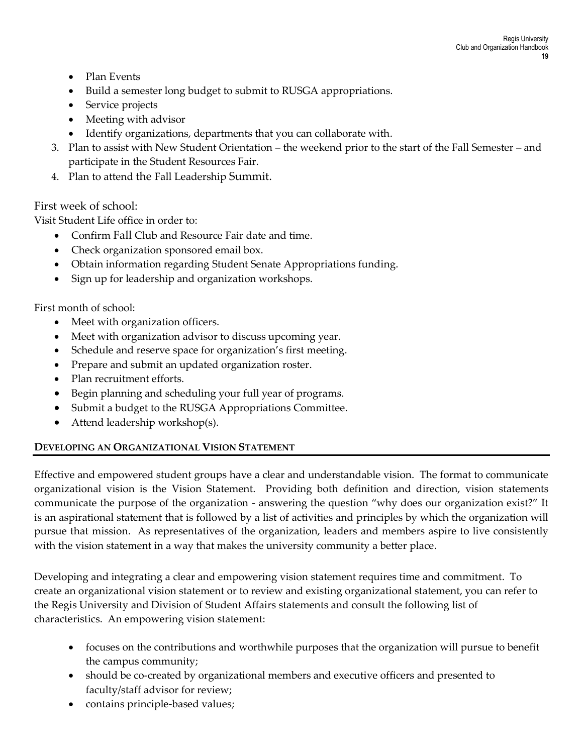- Plan Events
- Build a semester long budget to submit to RUSGA appropriations.
- Service projects
- Meeting with advisor
- Identify organizations, departments that you can collaborate with.

3. Plan to assist with New Student Orientation – the weekend prior to the start of the Fall Semester – and participate in the Student Resources Fair.
4. Plan to attend the Fall Leadership Summit.

First week of school:
Visit Student Life office in order to:

- Confirm Fall Club and Resource Fair date and time.
- Check organization sponsored email box.
- Obtain information regarding Student Senate Appropriations funding.
- Sign up for leadership and organization workshops.

First month of school:

- Meet with organization officers.
- Meet with organization advisor to discuss upcoming year.
- Schedule and reserve space for organization's first meeting.
- Prepare and submit an updated organization roster.
- Plan recruitment efforts.
- Begin planning and scheduling your full year of programs.
- Submit a budget to the RUSGA Appropriations Committee.
- Attend leadership workshop(s).

## DEVELOPING AN ORGANIZATIONAL VISION STATEMENT

Effective and empowered student groups have a clear and understandable vision. The format to communicate organizational vision is the Vision Statement. Providing both definition and direction, vision statements communicate the purpose of the organization - answering the question "why does our organization exist?" It is an aspirational statement that is followed by a list of activities and principles by which the organization will pursue that mission. As representatives of the organization, leaders and members aspire to live consistently with the vision statement in a way that makes the university community a better place.

Developing and integrating a clear and empowering vision statement requires time and commitment. To create an organizational vision statement or to review and existing organizational statement, you can refer to the Regis University and Division of Student Affairs statements and consult the following list of characteristics. An empowering vision statement:

- focuses on the contributions and worthwhile purposes that the organization will pursue to benefit the campus community;
- should be co-created by organizational members and executive officers and presented to faculty/staff advisor for review;
- contains principle-based values;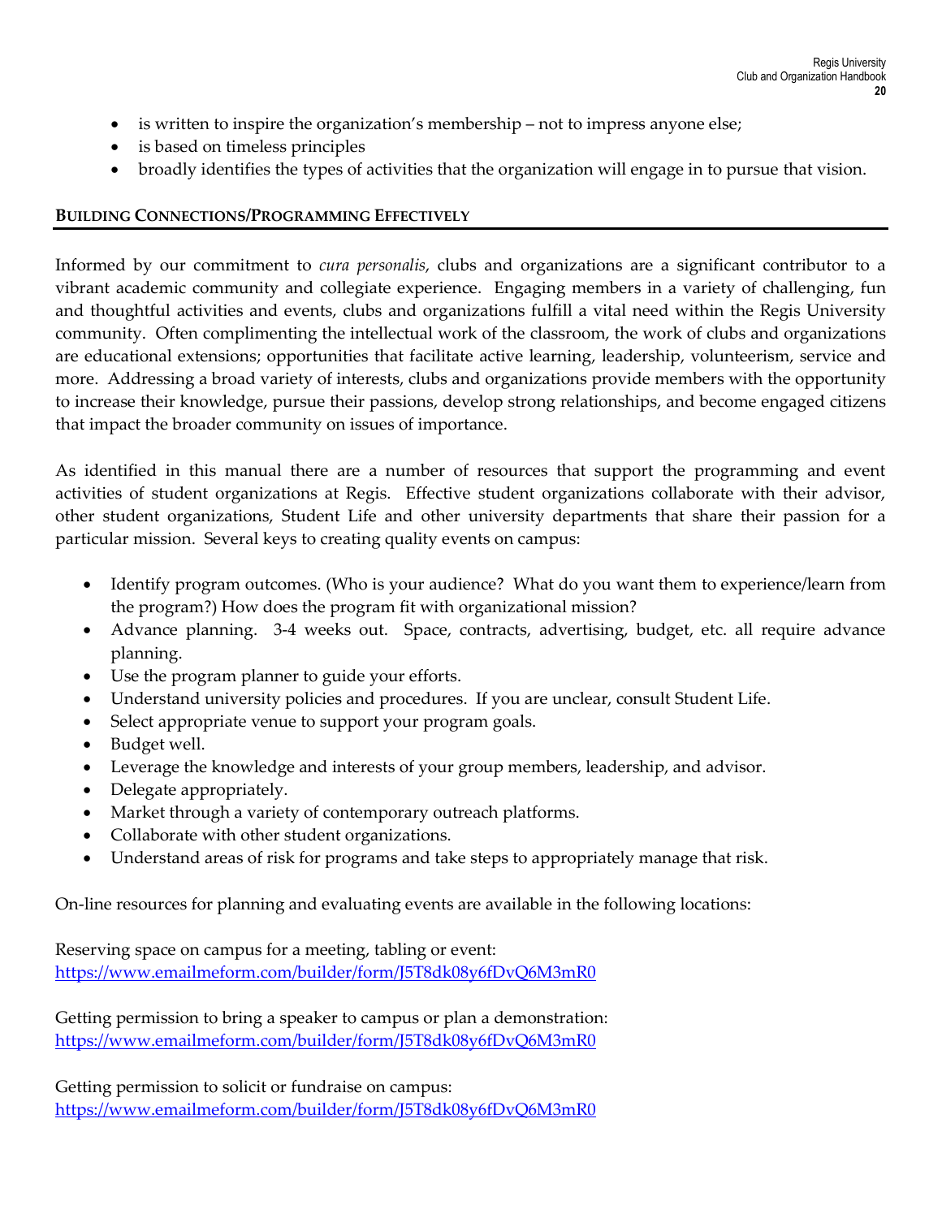- is written to inspire the organization's membership – not to impress anyone else;
- is based on timeless principles
- broadly identifies the types of activities that the organization will engage in to pursue that vision.

## BUILDING CONNECTIONS/PROGRAMMING EFFECTIVELY

Informed by our commitment to *cura personalis*, clubs and organizations are a significant contributor to a vibrant academic community and collegiate experience. Engaging members in a variety of challenging, fun and thoughtful activities and events, clubs and organizations fulfill a vital need within the Regis University community. Often complimenting the intellectual work of the classroom, the work of clubs and organizations are educational extensions; opportunities that facilitate active learning, leadership, volunteerism, service and more. Addressing a broad variety of interests, clubs and organizations provide members with the opportunity to increase their knowledge, pursue their passions, develop strong relationships, and become engaged citizens that impact the broader community on issues of importance.

As identified in this manual there are a number of resources that support the programming and event activities of student organizations at Regis. Effective student organizations collaborate with their advisor, other student organizations, Student Life and other university departments that share their passion for a particular mission. Several keys to creating quality events on campus:

- Identify program outcomes. (Who is your audience? What do you want them to experience/learn from the program?) How does the program fit with organizational mission?
- Advance planning. 3-4 weeks out. Space, contracts, advertising, budget, etc. all require advance planning.
- Use the program planner to guide your efforts.
- Understand university policies and procedures. If you are unclear, consult Student Life.
- Select appropriate venue to support your program goals.
- Budget well.
- Leverage the knowledge and interests of your group members, leadership, and advisor.
- Delegate appropriately.
- Market through a variety of contemporary outreach platforms.
- Collaborate with other student organizations.
- Understand areas of risk for programs and take steps to appropriately manage that risk.

On-line resources for planning and evaluating events are available in the following locations:

Reserving space on campus for a meeting, tabling or event:
https://www.emailmeform.com/builder/form/J5T8dk08y6fDvQ6M3mR0

Getting permission to bring a speaker to campus or plan a demonstration:
https://www.emailmeform.com/builder/form/J5T8dk08y6fDvQ6M3mR0

Getting permission to solicit or fundraise on campus:
https://www.emailmeform.com/builder/form/J5T8dk08y6fDvQ6M3mR0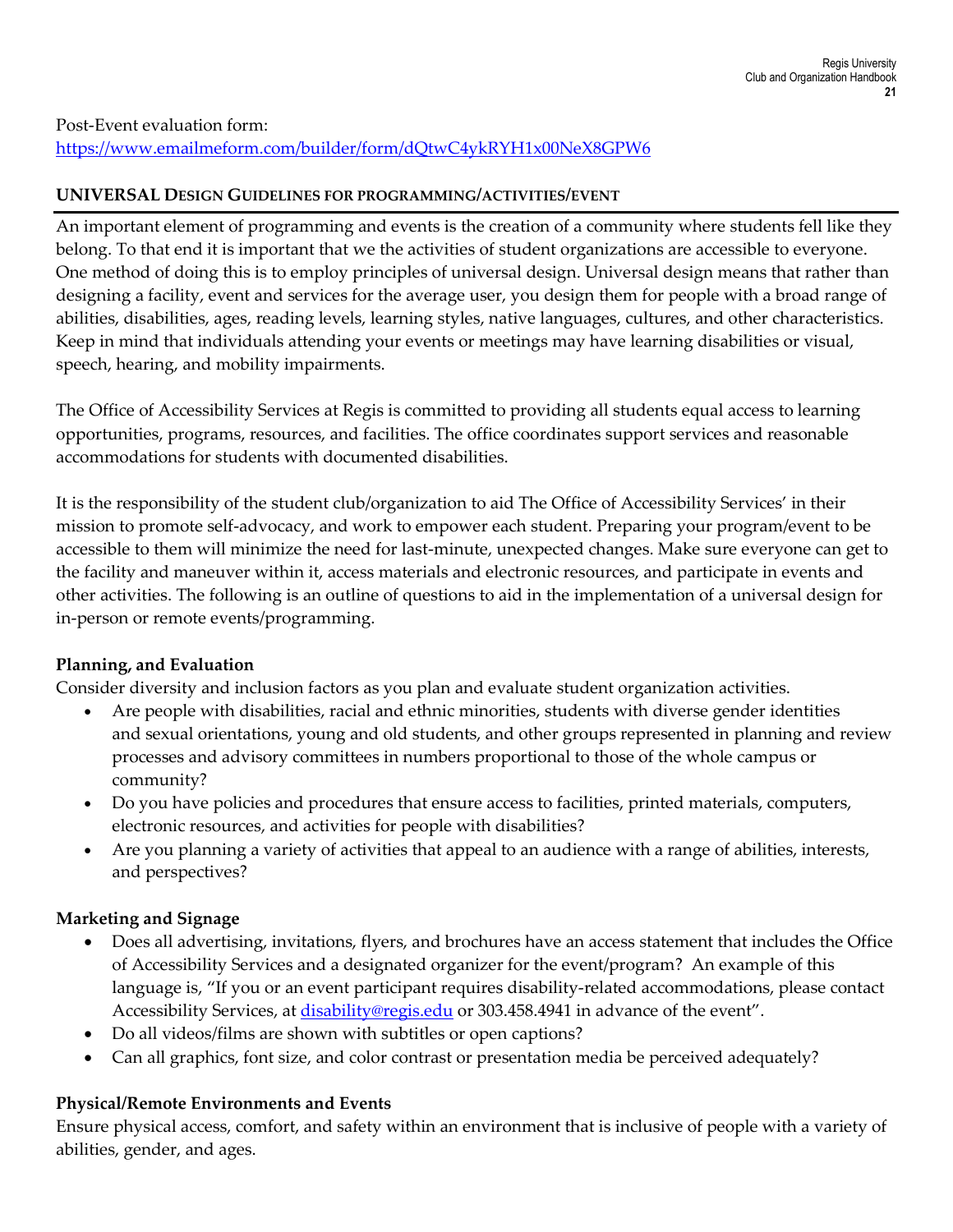Post-Event evaluation form:
[https://www.emailmeform.com/builder/form/dQtwC4ykRYH1x00NeX8GPW6](https://www.emailmeform.com/builder/form/dQtwC4ykRYH1x00NeX8GPW6)

## UNIVERSAL DESIGN GUIDELINES FOR PROGRAMMING/ACTIVITIES/EVENT

An important element of programming and events is the creation of a community where students fell like they belong. To that end it is important that we the activities of student organizations are accessible to everyone. One method of doing this is to employ principles of universal design. Universal design means that rather than designing a facility, event and services for the average user, you design them for people with a broad range of abilities, disabilities, ages, reading levels, learning styles, native languages, cultures, and other characteristics. Keep in mind that individuals attending your events or meetings may have learning disabilities or visual, speech, hearing, and mobility impairments.

The Office of Accessibility Services at Regis is committed to providing all students equal access to learning opportunities, programs, resources, and facilities. The office coordinates support services and reasonable accommodations for students with documented disabilities.

It is the responsibility of the student club/organization to aid The Office of Accessibility Services' in their mission to promote self-advocacy, and work to empower each student. Preparing your program/event to be accessible to them will minimize the need for last-minute, unexpected changes. Make sure everyone can get to the facility and maneuver within it, access materials and electronic resources, and participate in events and other activities. The following is an outline of questions to aid in the implementation of a universal design for in-person or remote events/programming.

### Planning, and Evaluation

Consider diversity and inclusion factors as you plan and evaluate student organization activities.

- Are people with disabilities, racial and ethnic minorities, students with diverse gender identities and sexual orientations, young and old students, and other groups represented in planning and review processes and advisory committees in numbers proportional to those of the whole campus or community?
- Do you have policies and procedures that ensure access to facilities, printed materials, computers, electronic resources, and activities for people with disabilities?
- Are you planning a variety of activities that appeal to an audience with a range of abilities, interests, and perspectives?

### Marketing and Signage

- Does all advertising, invitations, flyers, and brochures have an access statement that includes the Office of Accessibility Services and a designated organizer for the event/program? An example of this language is, "If you or an event participant requires disability-related accommodations, please contact Accessibility Services, at [disability@regis.edu](mailto:disability@regis.edu) or 303.458.4941 in advance of the event".
- Do all videos/films are shown with subtitles or open captions?
- Can all graphics, font size, and color contrast or presentation media be perceived adequately?

### Physical/Remote Environments and Events

Ensure physical access, comfort, and safety within an environment that is inclusive of people with a variety of abilities, gender, and ages.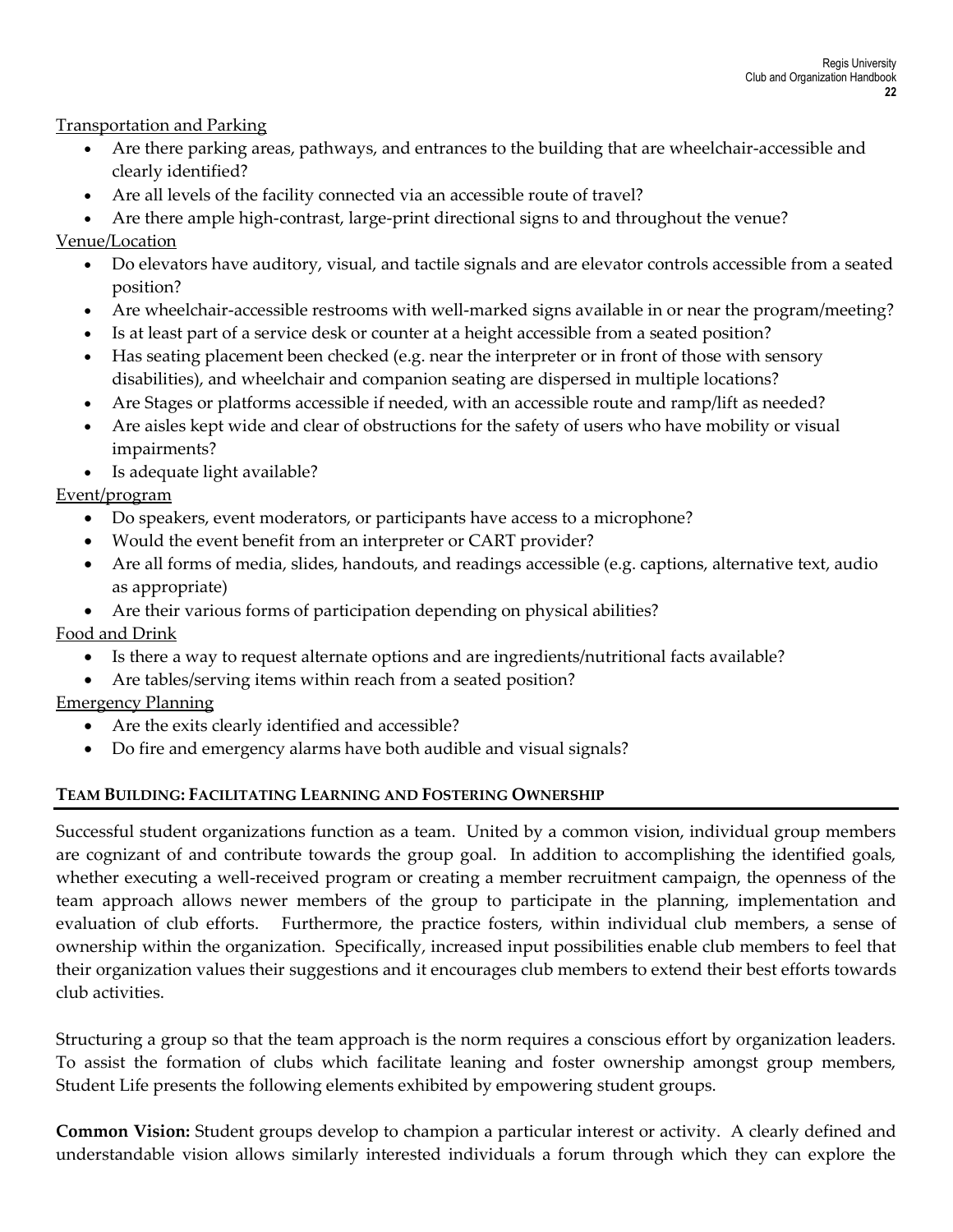Transportation and Parking

- Are there parking areas, pathways, and entrances to the building that are wheelchair-accessible and clearly identified?
- Are all levels of the facility connected via an accessible route of travel?
- Are there ample high-contrast, large-print directional signs to and throughout the venue?

Venue/Location

- Do elevators have auditory, visual, and tactile signals and are elevator controls accessible from a seated position?
- Are wheelchair-accessible restrooms with well-marked signs available in or near the program/meeting?
- Is at least part of a service desk or counter at a height accessible from a seated position?
- Has seating placement been checked (e.g. near the interpreter or in front of those with sensory disabilities), and wheelchair and companion seating are dispersed in multiple locations?
- Are Stages or platforms accessible if needed, with an accessible route and ramp/lift as needed?
- Are aisles kept wide and clear of obstructions for the safety of users who have mobility or visual impairments?
- Is adequate light available?

Event/program

- Do speakers, event moderators, or participants have access to a microphone?
- Would the event benefit from an interpreter or CART provider?
- Are all forms of media, slides, handouts, and readings accessible (e.g. captions, alternative text, audio as appropriate)
- Are their various forms of participation depending on physical abilities?

Food and Drink

- Is there a way to request alternate options and are ingredients/nutritional facts available?
- Are tables/serving items within reach from a seated position?

Emergency Planning

- Are the exits clearly identified and accessible?
- Do fire and emergency alarms have both audible and visual signals?

## TEAM BUILDING: FACILITATING LEARNING AND FOSTERING OWNERSHIP

Successful student organizations function as a team. United by a common vision, individual group members are cognizant of and contribute towards the group goal. In addition to accomplishing the identified goals, whether executing a well-received program or creating a member recruitment campaign, the openness of the team approach allows newer members of the group to participate in the planning, implementation and evaluation of club efforts. Furthermore, the practice fosters, within individual club members, a sense of ownership within the organization. Specifically, increased input possibilities enable club members to feel that their organization values their suggestions and it encourages club members to extend their best efforts towards club activities.

Structuring a group so that the team approach is the norm requires a conscious effort by organization leaders. To assist the formation of clubs which facilitate leaning and foster ownership amongst group members, Student Life presents the following elements exhibited by empowering student groups.

**Common Vision:** Student groups develop to champion a particular interest or activity. A clearly defined and understandable vision allows similarly interested individuals a forum through which they can explore the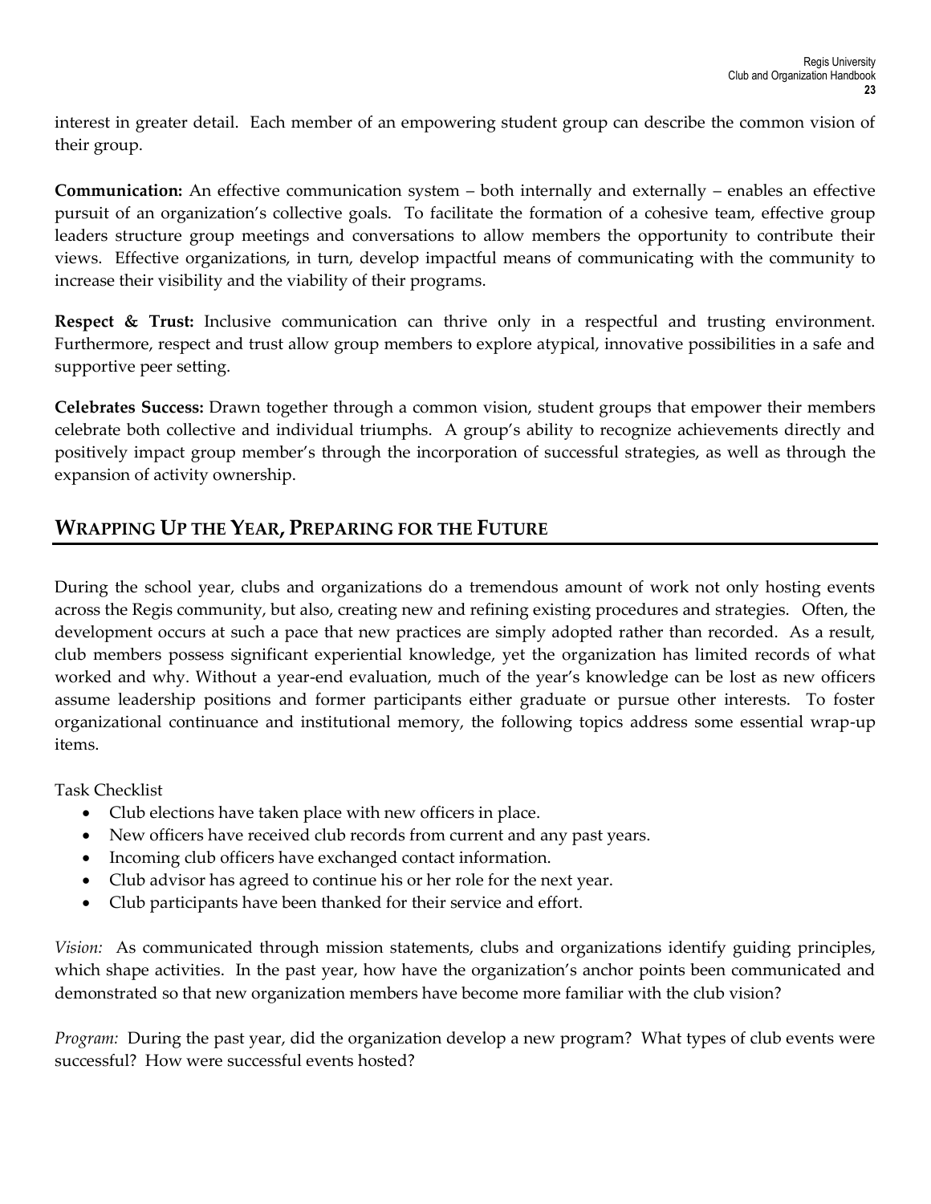interest in greater detail. Each member of an empowering student group can describe the common vision of their group.

**Communication:** An effective communication system – both internally and externally – enables an effective pursuit of an organization's collective goals. To facilitate the formation of a cohesive team, effective group leaders structure group meetings and conversations to allow members the opportunity to contribute their views. Effective organizations, in turn, develop impactful means of communicating with the community to increase their visibility and the viability of their programs.

**Respect & Trust:** Inclusive communication can thrive only in a respectful and trusting environment. Furthermore, respect and trust allow group members to explore atypical, innovative possibilities in a safe and supportive peer setting.

**Celebrates Success:** Drawn together through a common vision, student groups that empower their members celebrate both collective and individual triumphs. A group's ability to recognize achievements directly and positively impact group member's through the incorporation of successful strategies, as well as through the expansion of activity ownership.

## Wrapping Up the Year, Preparing for the Future

During the school year, clubs and organizations do a tremendous amount of work not only hosting events across the Regis community, but also, creating new and refining existing procedures and strategies. Often, the development occurs at such a pace that new practices are simply adopted rather than recorded. As a result, club members possess significant experiential knowledge, yet the organization has limited records of what worked and why. Without a year-end evaluation, much of the year's knowledge can be lost as new officers assume leadership positions and former participants either graduate or pursue other interests. To foster organizational continuance and institutional memory, the following topics address some essential wrap-up items.

Task Checklist

- Club elections have taken place with new officers in place.
- New officers have received club records from current and any past years.
- Incoming club officers have exchanged contact information.
- Club advisor has agreed to continue his or her role for the next year.
- Club participants have been thanked for their service and effort.

*Vision:* As communicated through mission statements, clubs and organizations identify guiding principles, which shape activities. In the past year, how have the organization's anchor points been communicated and demonstrated so that new organization members have become more familiar with the club vision?

*Program:* During the past year, did the organization develop a new program? What types of club events were successful? How were successful events hosted?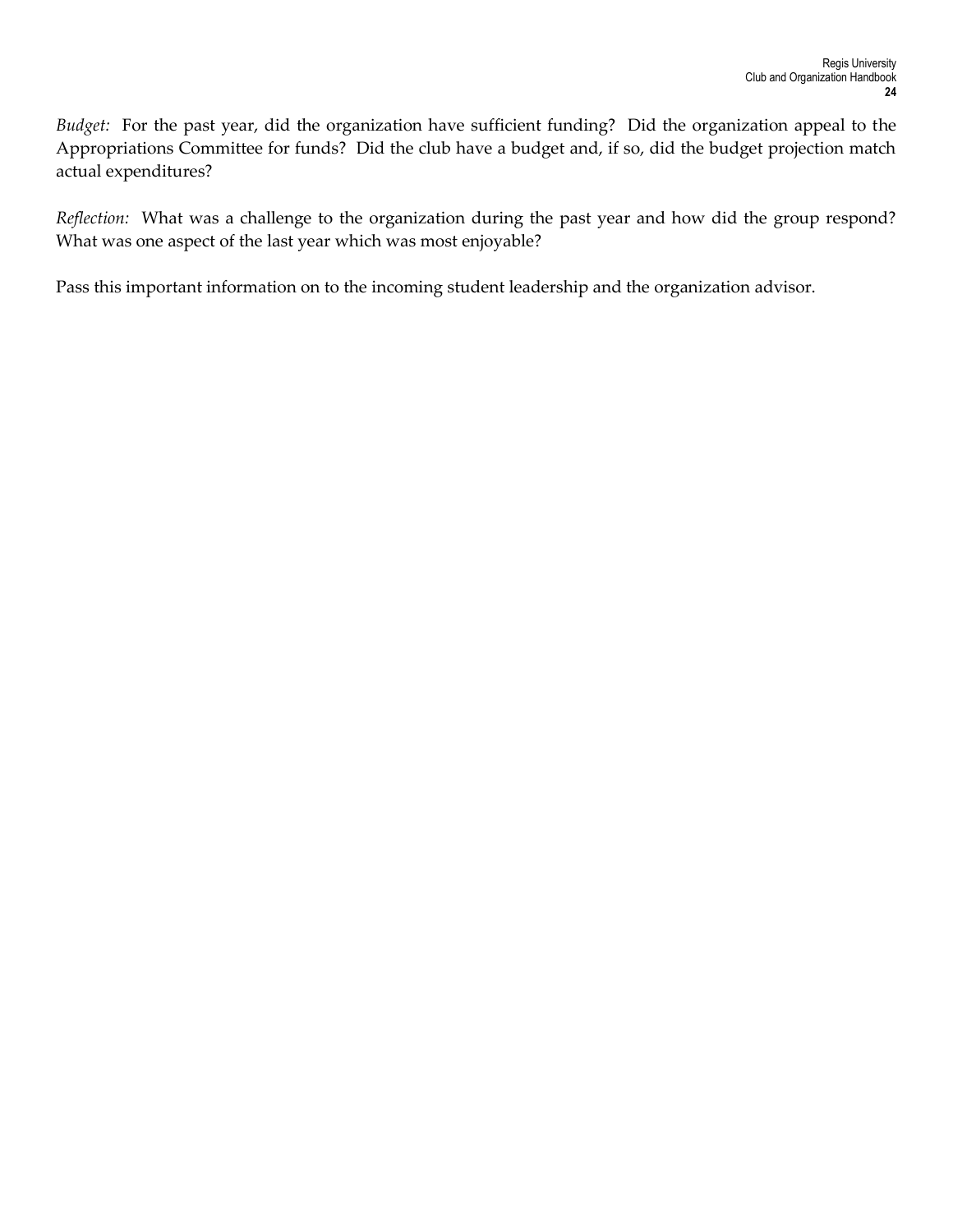*Budget:* For the past year, did the organization have sufficient funding? Did the organization appeal to the Appropriations Committee for funds? Did the club have a budget and, if so, did the budget projection match actual expenditures?

*Reflection:* What was a challenge to the organization during the past year and how did the group respond? What was one aspect of the last year which was most enjoyable?

Pass this important information on to the incoming student leadership and the organization advisor.